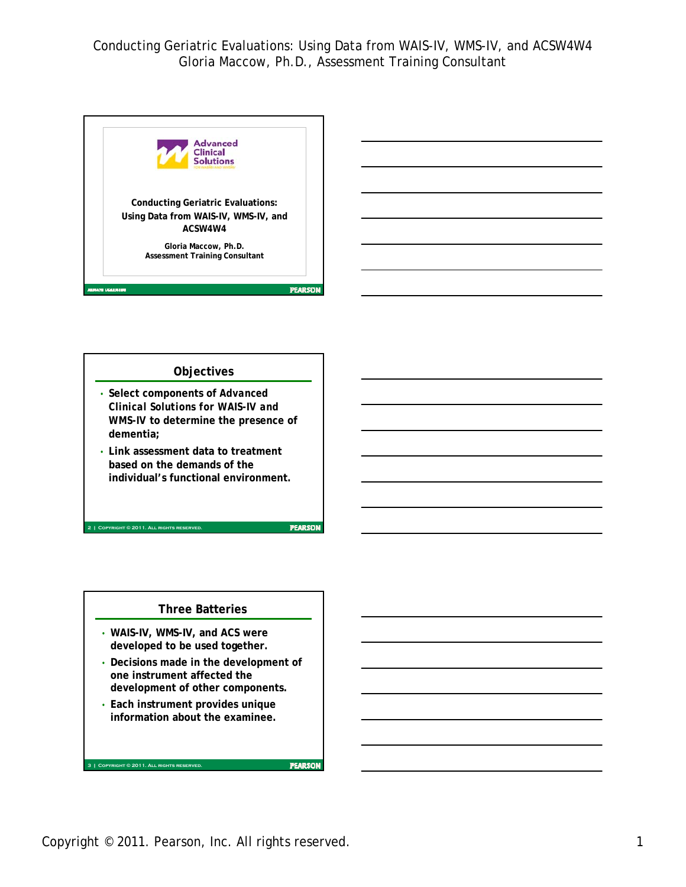## Conducting Geriatric Evaluations: Using Data from WAIS-IV, WMS-IV, and ACSW4W4

Gloria Maccow, Ph.D.
Assessment Training Consultant

### Objectives

- Select components of *Advanced Clinical Solutions for WAIS-IV and WMS-IV* to determine the presence of dementia;
- Link assessment data to treatment based on the demands of the individual's functional environment.

### Three Batteries

- WAIS-IV, WMS-IV, and ACS were developed to be used together.
- Decisions made in the development of one instrument affected the development of other components.
- Each instrument provides unique information about the examinee.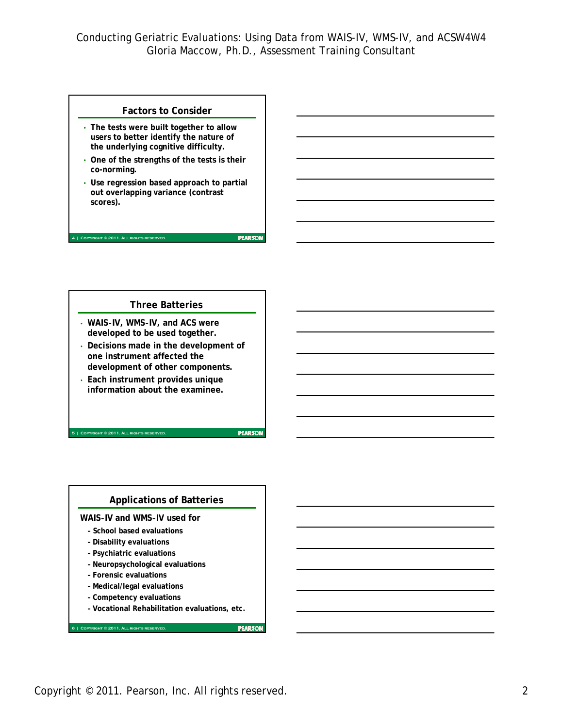## Factors to Consider

- The tests were built together to allow users to better identify the nature of the underlying cognitive difficulty.
- One of the strengths of the tests is their co-norming.
- Use regression based approach to partial out overlapping variance (contrast scores).

## Three Batteries

- WAIS-IV, WMS-IV, and ACS were developed to be used together.
- Decisions made in the development of one instrument affected the development of other components.
- Each instrument provides unique information about the examinee.

## Applications of Batteries

WAIS-IV and WMS-IV used for

- School based evaluations
- Disability evaluations
- Psychiatric evaluations
- Neuropsychological evaluations
- Forensic evaluations
- Medical/legal evaluations
- Competency evaluations
- Vocational Rehabilitation evaluations, etc.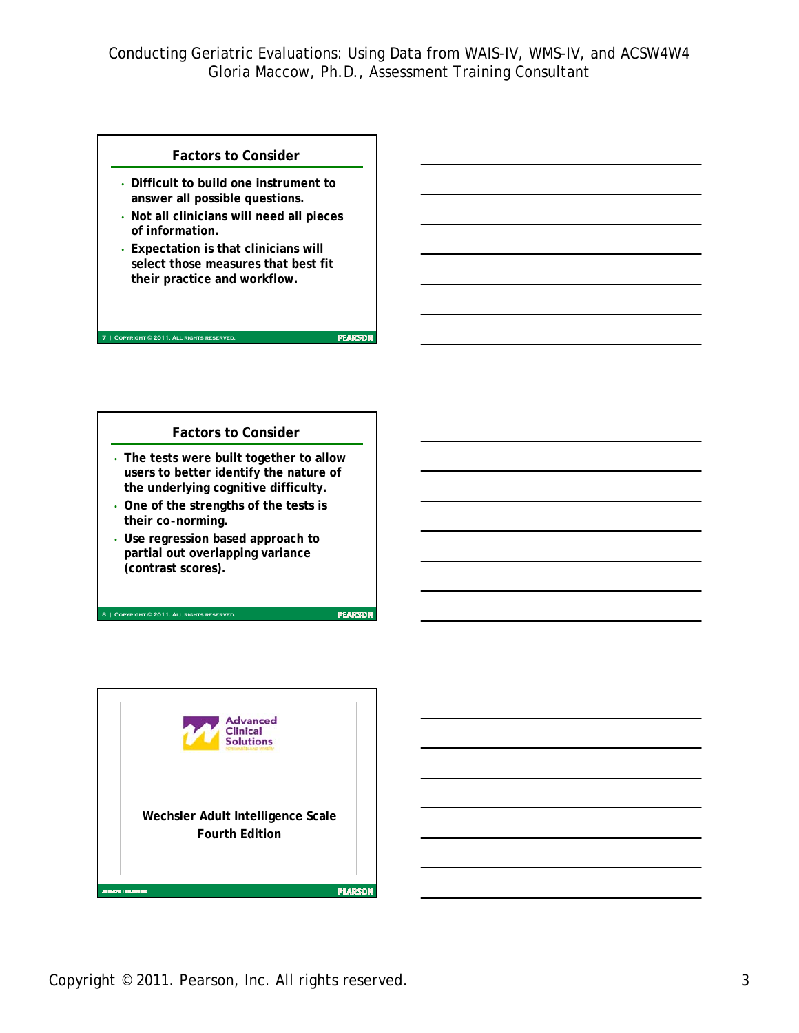## Factors to Consider

- Difficult to build one instrument to answer all possible questions.
- Not all clinicians will need all pieces of information.
- Expectation is that clinicians will select those measures that best fit their practice and workflow.

## Factors to Consider

- The tests were built together to allow users to better identify the nature of the underlying cognitive difficulty.
- One of the strengths of the tests is their co-norming.
- Use regression based approach to partial out overlapping variance (contrast scores).

Advanced Clinical Solutions

**Wechsler Adult Intelligence Scale Fourth Edition**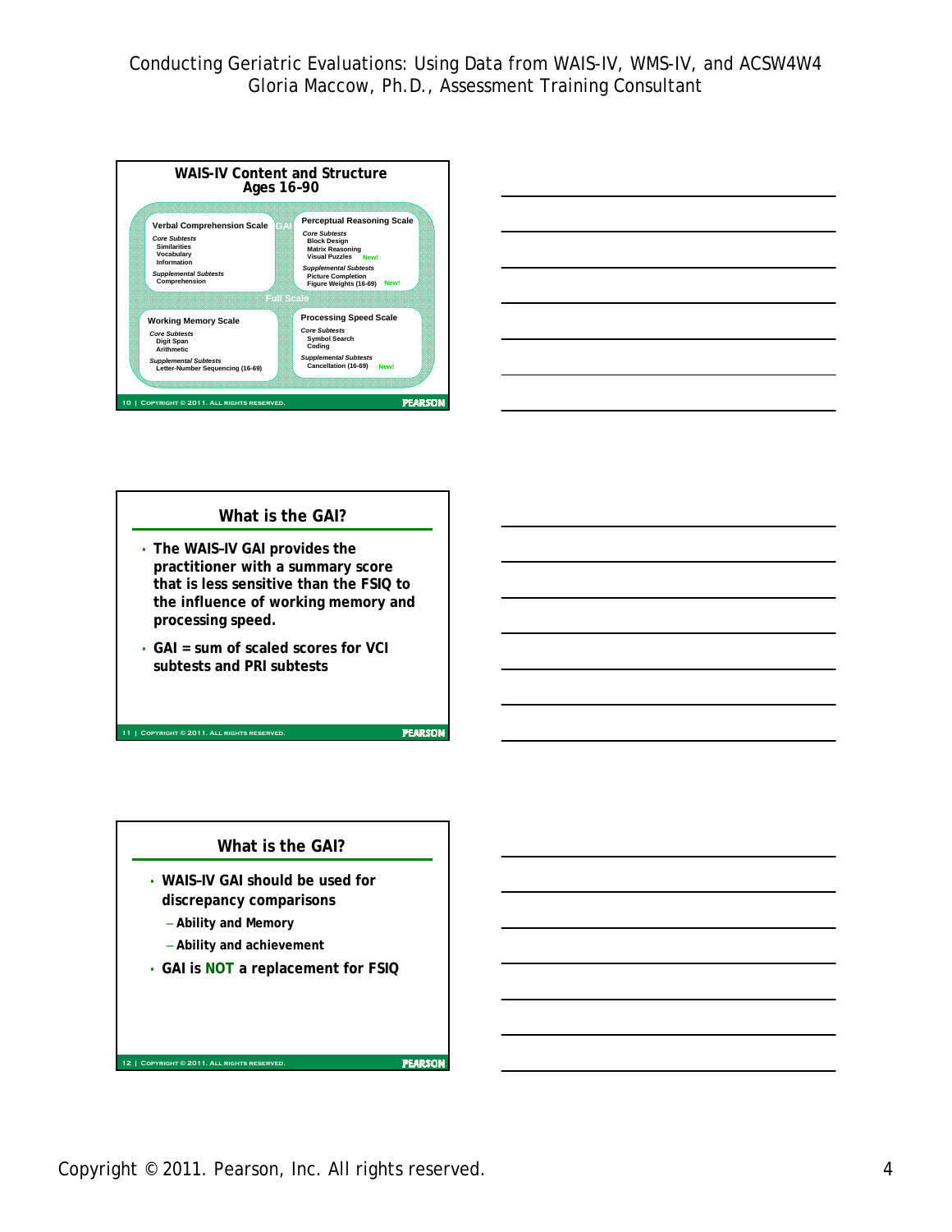## WAIS-IV Content and Structure
### Ages 16-90

**Verbal Comprehension Scale**

*Core Subtests*
- Similarities
- Vocabulary
- Information

*Supplemental Subtests*
- Comprehension

**Perceptual Reasoning Scale**

*Core Subtests*
- Block Design
- Matrix Reasoning
- Visual Puzzles New!

*Supplemental Subtests*
- Picture Completion
- Figure Weights (16-69) New!

GAI

Full Scale

**Working Memory Scale**

*Core Subtests*
- Digit Span
- Arithmetic

*Supplemental Subtests*
- Letter-Number Sequencing (16-69)

**Processing Speed Scale**

*Core Subtests*
- Symbol Search
- Coding

*Supplemental Subtests*
- Cancellation (16-69) New!

## What is the GAI?

- **The WAIS–IV GAI provides the practitioner with a summary score that is less sensitive than the FSIQ to the influence of working memory and processing speed.**
- **GAI = sum of scaled scores for VCI subtests and PRI subtests**

## What is the GAI?

- **WAIS–IV GAI should be used for discrepancy comparisons**
  - **Ability and Memory**
  - **Ability and achievement**
- **GAI is NOT a replacement for FSIQ**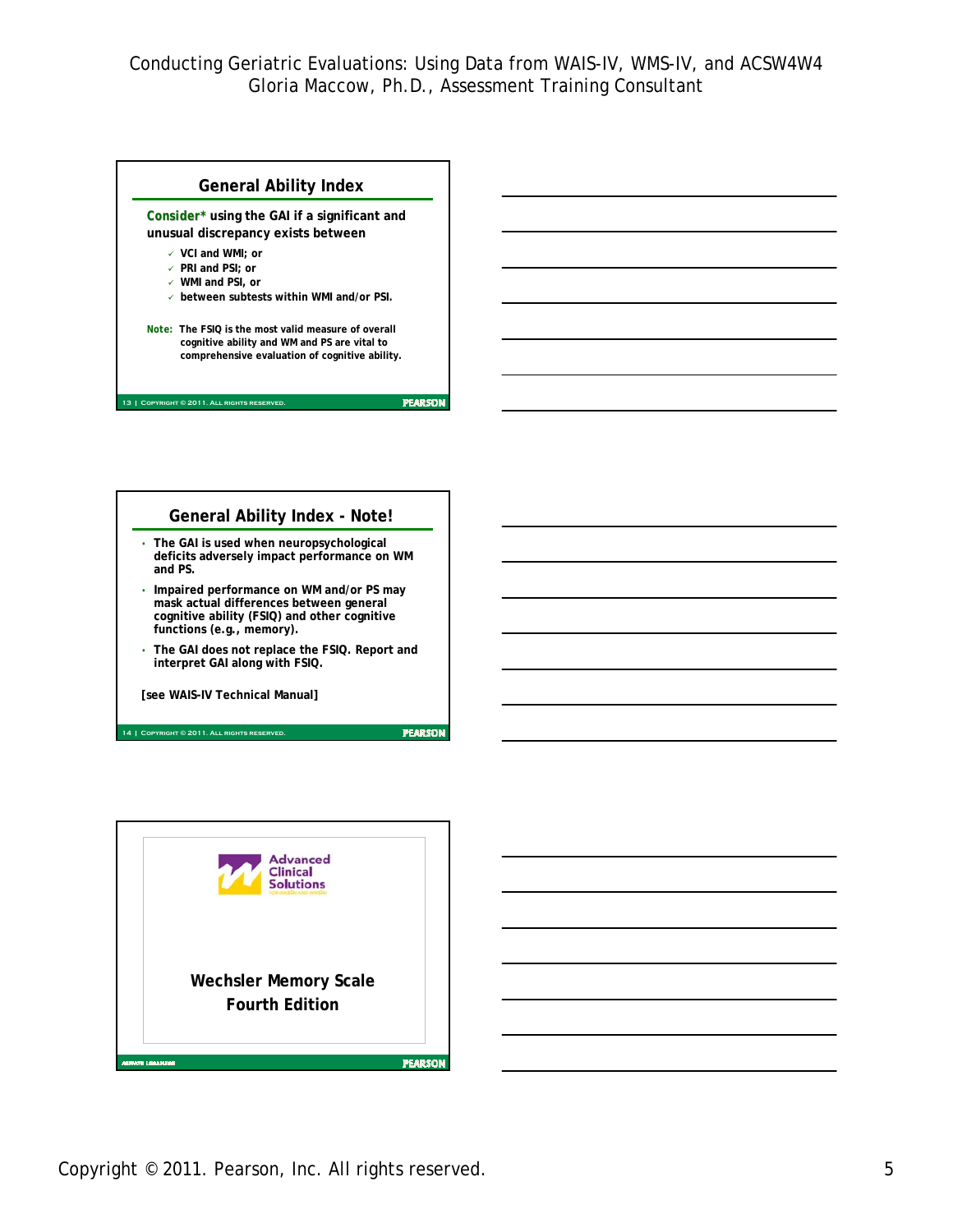## General Ability Index

**Consider*** **using the GAI if a significant and unusual discrepancy exists between**

- VCI and WMI; or
- PRI and PSI; or
- WMI and PSI, or
- between subtests within WMI and/or PSI.

**Note:** The FSIQ is the most valid measure of overall cognitive ability and WM and PS are vital to comprehensive evaluation of cognitive ability.

## General Ability Index - Note!

- The GAI is used when neuropsychological deficits adversely impact performance on WM and PS.
- Impaired performance on WM and/or PS may mask actual differences between general cognitive ability (FSIQ) and other cognitive functions (e.g., memory).
- The GAI does not replace the FSIQ. Report and interpret GAI along with FSIQ.

[see WAIS-IV Technical Manual]

Advanced Clinical Solutions

## Wechsler Memory Scale Fourth Edition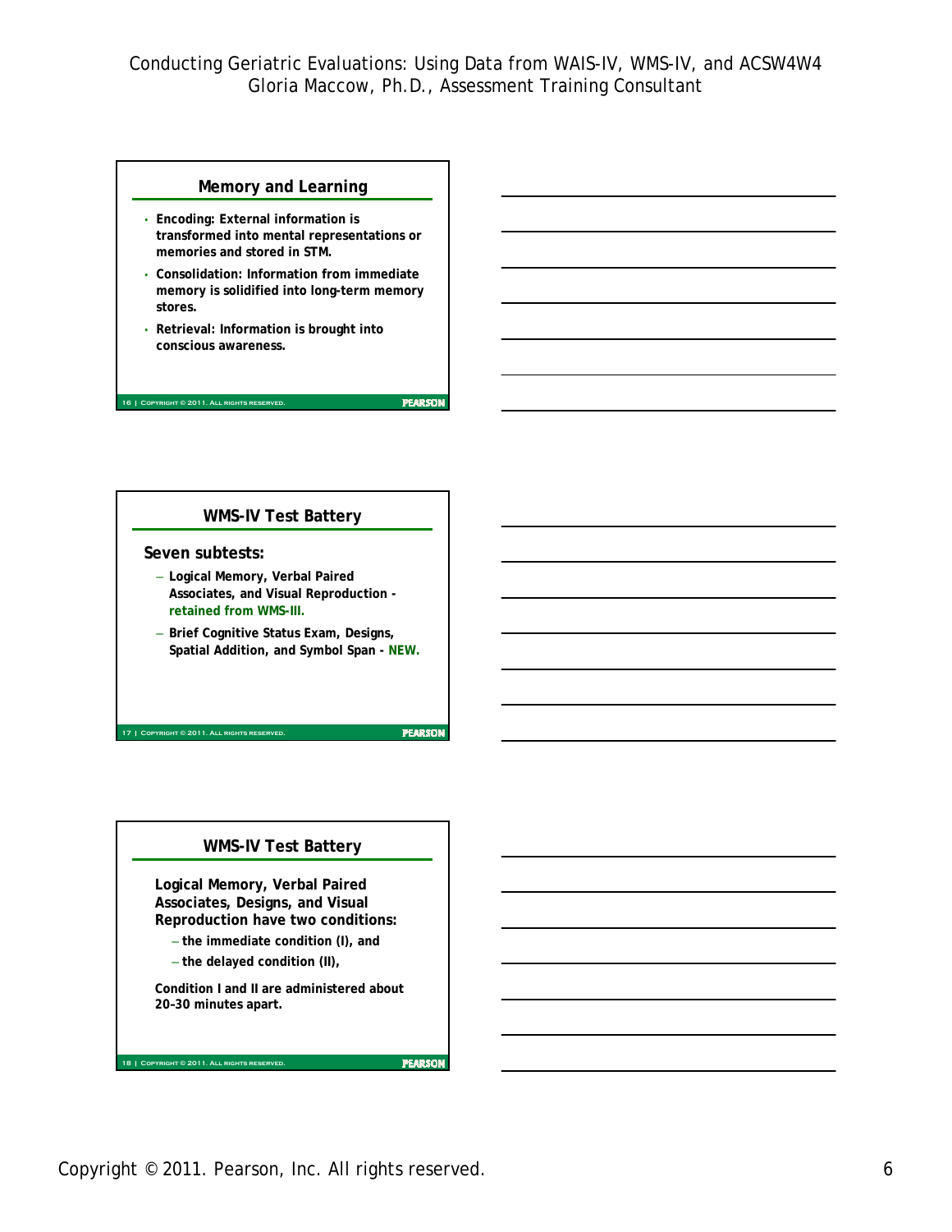## Memory and Learning

- **Encoding: External information is transformed into mental representations or memories and stored in STM.**
- **Consolidation: Information from immediate memory is solidified into long-term memory stores.**
- **Retrieval: Information is brought into conscious awareness.**

## WMS-IV Test Battery

**Seven subtests:**

- **Logical Memory, Verbal Paired Associates, and Visual Reproduction - retained from WMS-III.**
- **Brief Cognitive Status Exam, Designs, Spatial Addition, and Symbol Span - NEW.**

## WMS-IV Test Battery

**Logical Memory, Verbal Paired Associates, Designs, and Visual Reproduction have two conditions:**

- **the immediate condition (I), and**
- **the delayed condition (II),**

**Condition I and II are administered about 20–30 minutes apart.**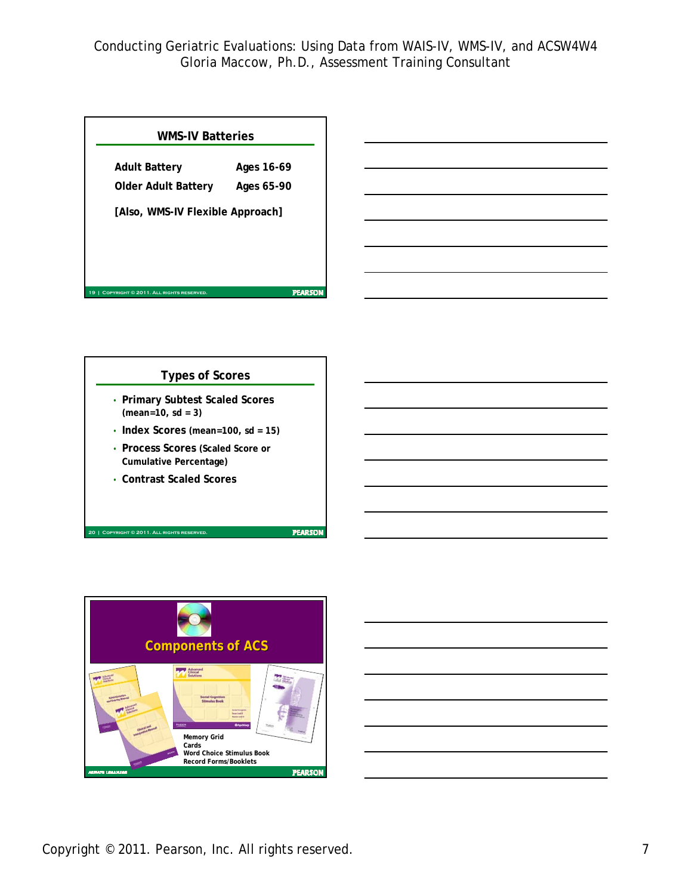## WMS-IV Batteries

| | |
|---|---|
| **Adult Battery** | **Ages 16-69** |
| **Older Adult Battery** | **Ages 65-90** |

**[Also, WMS-IV Flexible Approach]**

## Types of Scores

- **Primary Subtest Scaled Scores (mean=10, sd = 3)**
- **Index Scores (mean=100, sd = 15)**
- **Process Scores (Scaled Score or Cumulative Percentage)**
- **Contrast Scaled Scores**

## Components of ACS

**Memory Grid**
**Cards**
**Word Choice Stimulus Book**
**Record Forms/Booklets**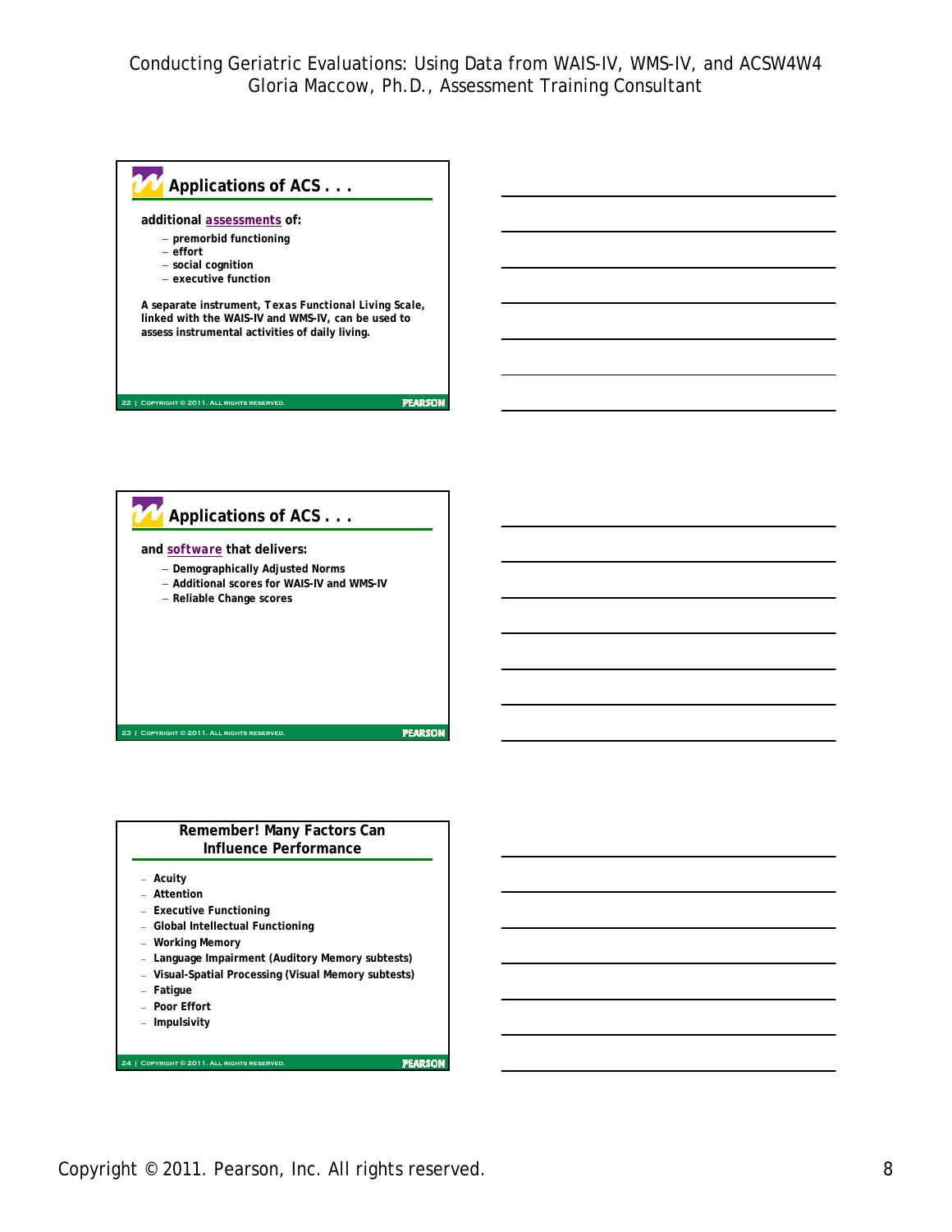## Applications of ACS . . .

**additional assessments of:**

- premorbid functioning
- effort
- social cognition
- executive function

**A separate instrument, Texas Functional Living Scale, linked with the WAIS-IV and WMS-IV, can be used to assess instrumental activities of daily living.**

## Applications of ACS . . .

**and software that delivers:**

- Demographically Adjusted Norms
- Additional scores for WAIS-IV and WMS-IV
- Reliable Change scores

## Remember! Many Factors Can Influence Performance

- Acuity
- Attention
- Executive Functioning
- Global Intellectual Functioning
- Working Memory
- Language Impairment (Auditory Memory subtests)
- Visual-Spatial Processing (Visual Memory subtests)
- Fatigue
- Poor Effort
- Impulsivity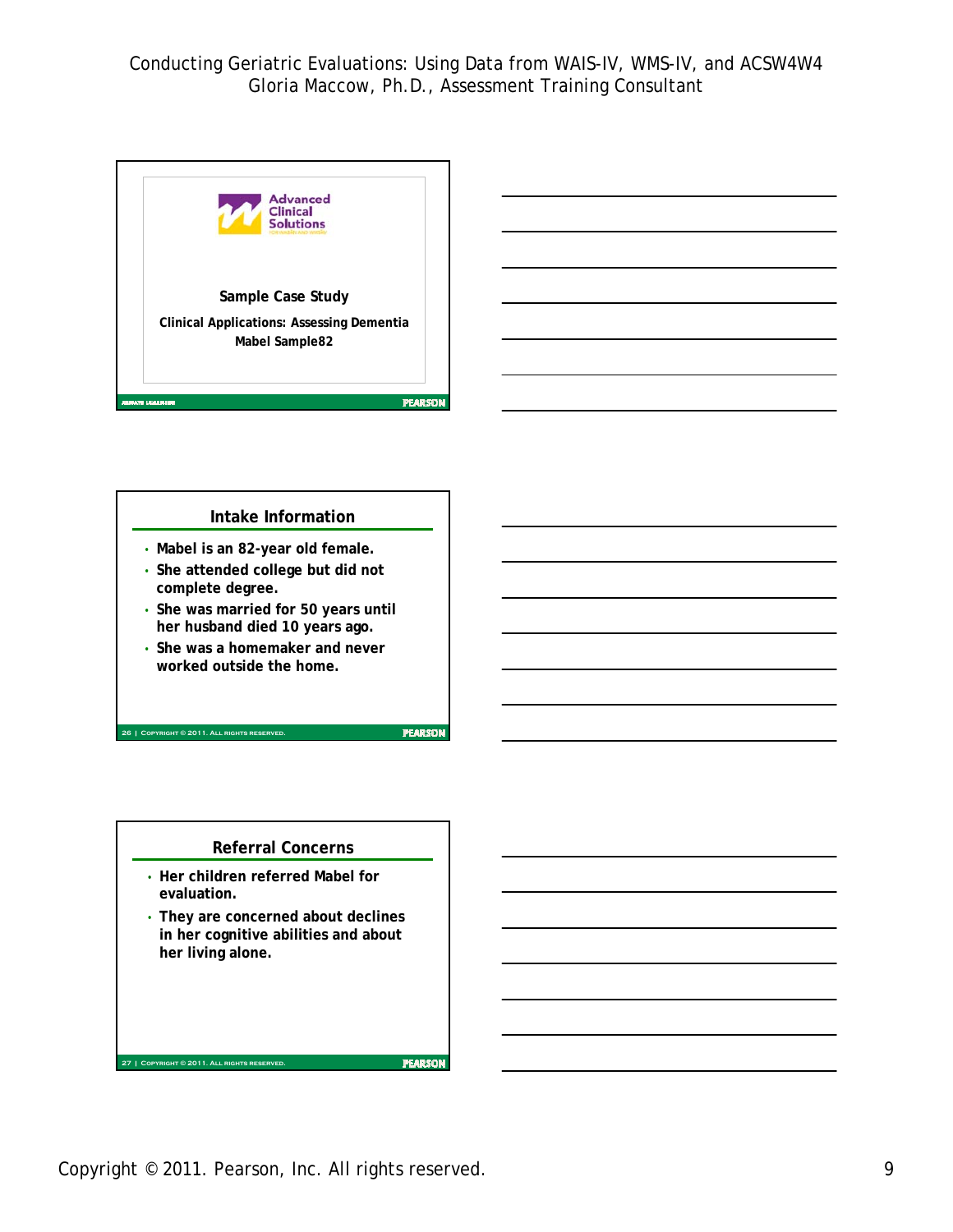## Sample Case Study

**Clinical Applications: Assessing Dementia**

**Mabel Sample82**

## Intake Information

- Mabel is an 82-year old female.
- She attended college but did not complete degree.
- She was married for 50 years until her husband died 10 years ago.
- She was a homemaker and never worked outside the home.

## Referral Concerns

- Her children referred Mabel for evaluation.
- They are concerned about declines in her cognitive abilities and about her living alone.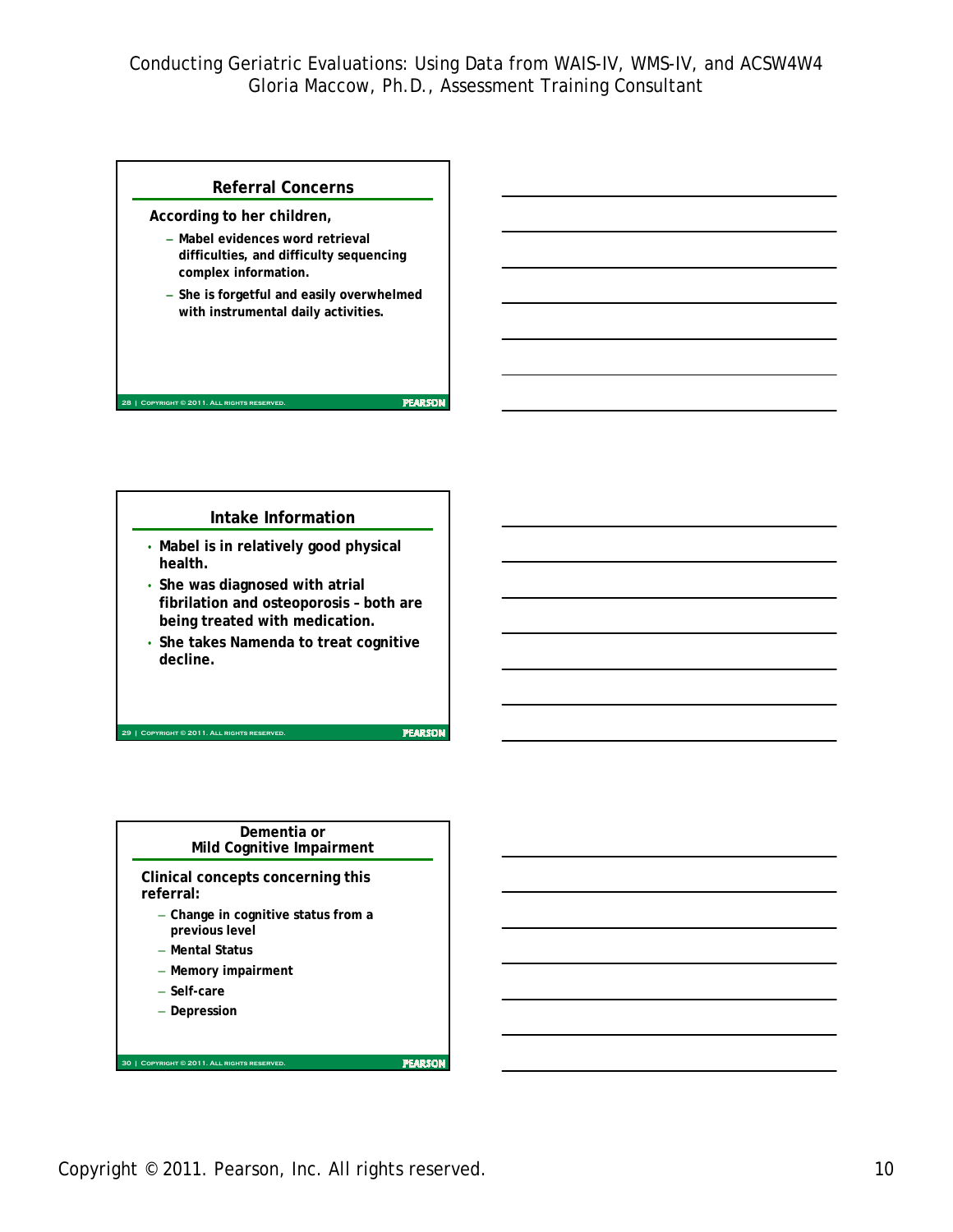## Referral Concerns

**According to her children,**

- **Mabel evidences word retrieval difficulties, and difficulty sequencing complex information.**
- **She is forgetful and easily overwhelmed with instrumental daily activities.**

## Intake Information

- **Mabel is in relatively good physical health.**
- **She was diagnosed with atrial fibrillation and osteoporosis – both are being treated with medication.**
- **She takes Namenda to treat cognitive decline.**

## Dementia or Mild Cognitive Impairment

**Clinical concepts concerning this referral:**

- **Change in cognitive status from a previous level**
- **Mental Status**
- **Memory impairment**
- **Self-care**
- **Depression**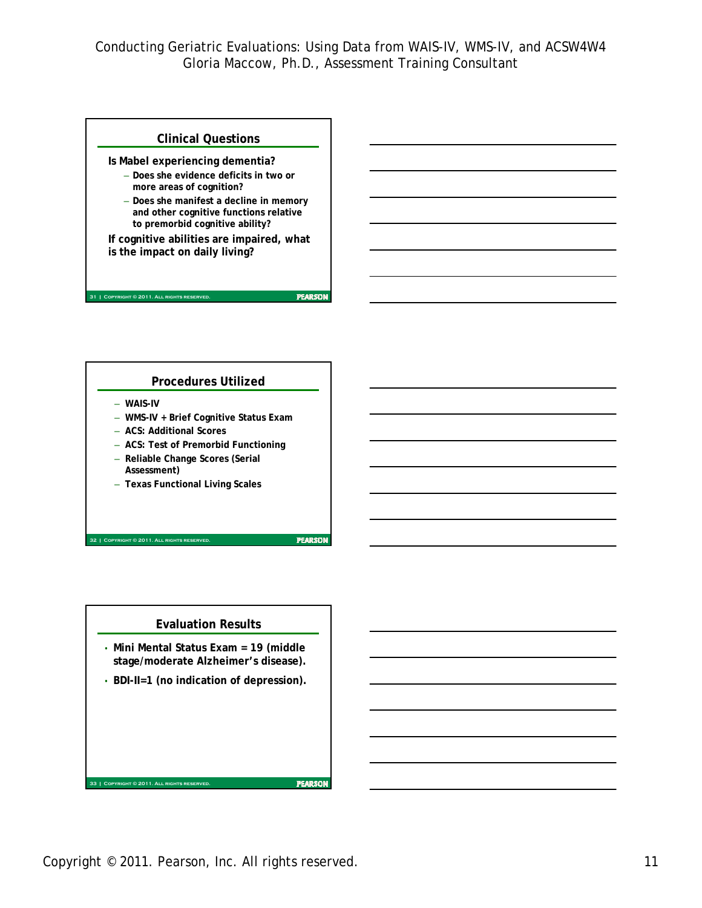## Clinical Questions

**Is Mabel experiencing dementia?**

- **Does she evidence deficits in two or more areas of cognition?**
- **Does she manifest a decline in memory and other cognitive functions relative to premorbid cognitive ability?**

**If cognitive abilities are impaired, what is the impact on daily living?**

## Procedures Utilized

- **WAIS-IV**
- **WMS-IV + Brief Cognitive Status Exam**
- **ACS: Additional Scores**
- **ACS: Test of Premorbid Functioning**
- **Reliable Change Scores (Serial Assessment)**
- **Texas Functional Living Scales**

## Evaluation Results

- **Mini Mental Status Exam = 19 (middle stage/moderate Alzheimer's disease).**
- **BDI-II=1 (no indication of depression).**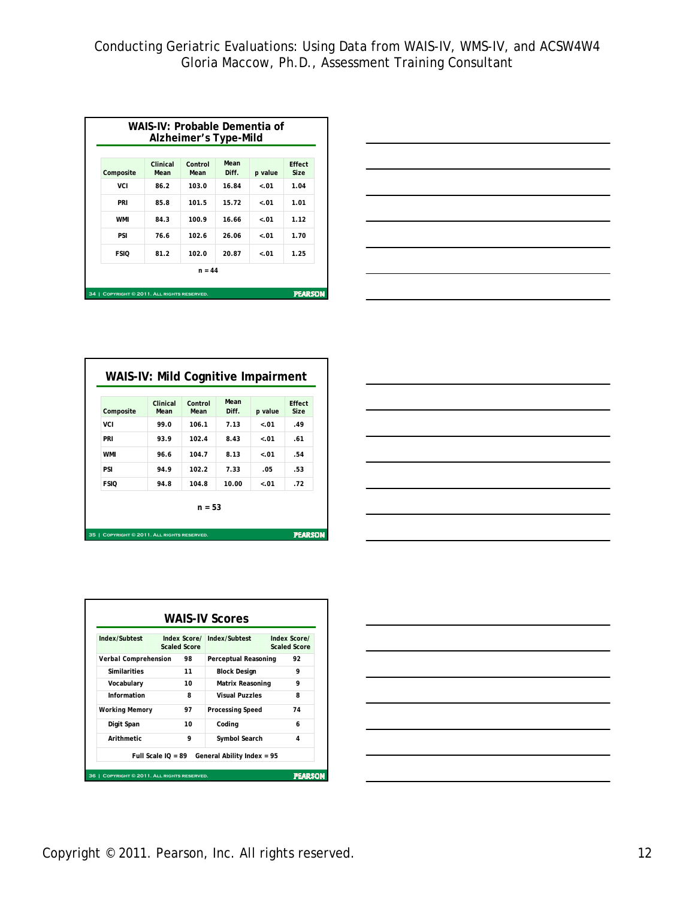## WAIS-IV: Probable Dementia of Alzheimer's Type-Mild

| Composite | Clinical Mean | Control Mean | Mean Diff. | p value | Effect Size |
|---|---|---|---|---|---|
| VCI | 86.2 | 103.0 | 16.84 | <.01 | 1.04 |
| PRI | 85.8 | 101.5 | 15.72 | <.01 | 1.01 |
| WMI | 84.3 | 100.9 | 16.66 | <.01 | 1.12 |
| PSI | 76.6 | 102.6 | 26.06 | <.01 | 1.70 |
| FSIQ | 81.2 | 102.0 | 20.87 | <.01 | 1.25 |

n = 44

## WAIS-IV: Mild Cognitive Impairment

| Composite | Clinical Mean | Control Mean | Mean Diff. | p value | Effect Size |
|---|---|---|---|---|---|
| VCI | 99.0 | 106.1 | 7.13 | <.01 | .49 |
| PRI | 93.9 | 102.4 | 8.43 | <.01 | .61 |
| WMI | 96.6 | 104.7 | 8.13 | <.01 | .54 |
| PSI | 94.9 | 102.2 | 7.33 | .05 | .53 |
| FSIQ | 94.8 | 104.8 | 10.00 | <.01 | .72 |

n = 53

## WAIS-IV Scores

| Index/Subtest | Index Score/ Scaled Score | Index/Subtest | Index Score/ Scaled Score |
|---|---|---|---|
| Verbal Comprehension | 98 | Perceptual Reasoning | 92 |
| Similarities | 11 | Block Design | 9 |
| Vocabulary | 10 | Matrix Reasoning | 9 |
| Information | 8 | Visual Puzzles | 8 |
| Working Memory | 97 | Processing Speed | 74 |
| Digit Span | 10 | Coding | 6 |
| Arithmetic | 9 | Symbol Search | 4 |

Full Scale IQ = 89 General Ability Index = 95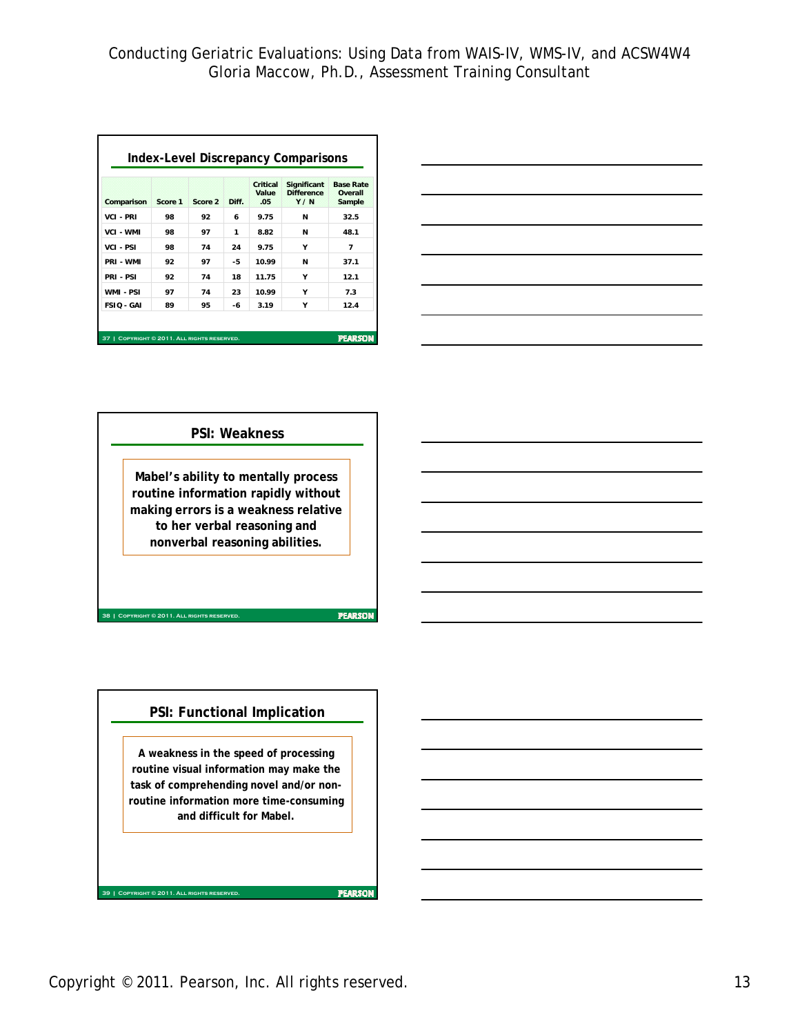## Index-Level Discrepancy Comparisons

| Comparison | Score 1 | Score 2 | Diff. | Critical Value .05 | Significant Difference Y / N | Base Rate Overall Sample |
|---|---|---|---|---|---|---|
| VCI - PRI | 98 | 92 | 6 | 9.75 | N | 32.5 |
| VCI - WMI | 98 | 97 | 1 | 8.82 | N | 48.1 |
| VCI - PSI | 98 | 74 | 24 | 9.75 | Y | 7 |
| PRI - WMI | 92 | 97 | -5 | 10.99 | N | 37.1 |
| PRI - PSI | 92 | 74 | 18 | 11.75 | Y | 12.1 |
| WMI - PSI | 97 | 74 | 23 | 10.99 | Y | 7.3 |
| FSIQ - GAI | 89 | 95 | -6 | 3.19 | Y | 12.4 |

## PSI: Weakness

**Mabel's ability to mentally process routine information rapidly without making errors is a weakness relative to her verbal reasoning and nonverbal reasoning abilities.**

## PSI: Functional Implication

**A weakness in the speed of processing routine visual information may make the task of comprehending novel and/or non-routine information more time-consuming and difficult for Mabel.**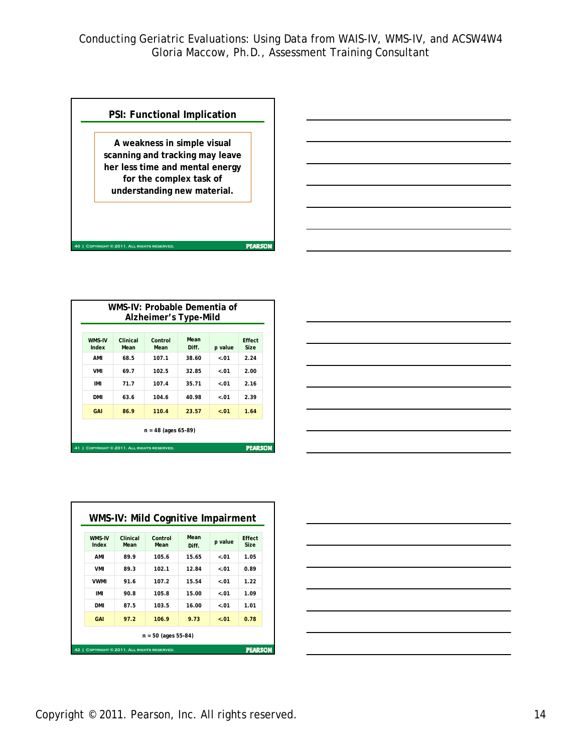## PSI: Functional Implication

**A weakness in simple visual scanning and tracking may leave her less time and mental energy for the complex task of understanding new material.**

## WMS-IV: Probable Dementia of Alzheimer's Type-Mild

| WMS-IV Index | Clinical Mean | Control Mean | Mean Diff. | p value | Effect Size |
|---|---|---|---|---|---|
| AMI | 68.5 | 107.1 | 38.60 | <.01 | 2.24 |
| VMI | 69.7 | 102.5 | 32.85 | <.01 | 2.00 |
| IMI | 71.7 | 107.4 | 35.71 | <.01 | 2.16 |
| DMI | 63.6 | 104.6 | 40.98 | <.01 | 2.39 |
| GAI | 86.9 | 110.4 | 23.57 | <.01 | 1.64 |

n = 48 (ages 65-89)

## WMS-IV: Mild Cognitive Impairment

| WMS-IV Index | Clinical Mean | Control Mean | Mean Diff. | p value | Effect Size |
|---|---|---|---|---|---|
| AMI | 89.9 | 105.6 | 15.65 | <.01 | 1.05 |
| VMI | 89.3 | 102.1 | 12.84 | <.01 | 0.89 |
| VWMI | 91.6 | 107.2 | 15.54 | <.01 | 1.22 |
| IMI | 90.8 | 105.8 | 15.00 | <.01 | 1.09 |
| DMI | 87.5 | 103.5 | 16.00 | <.01 | 1.01 |
| GAI | 97.2 | 106.9 | 9.73 | <.01 | 0.78 |

n = 50 (ages 55-84)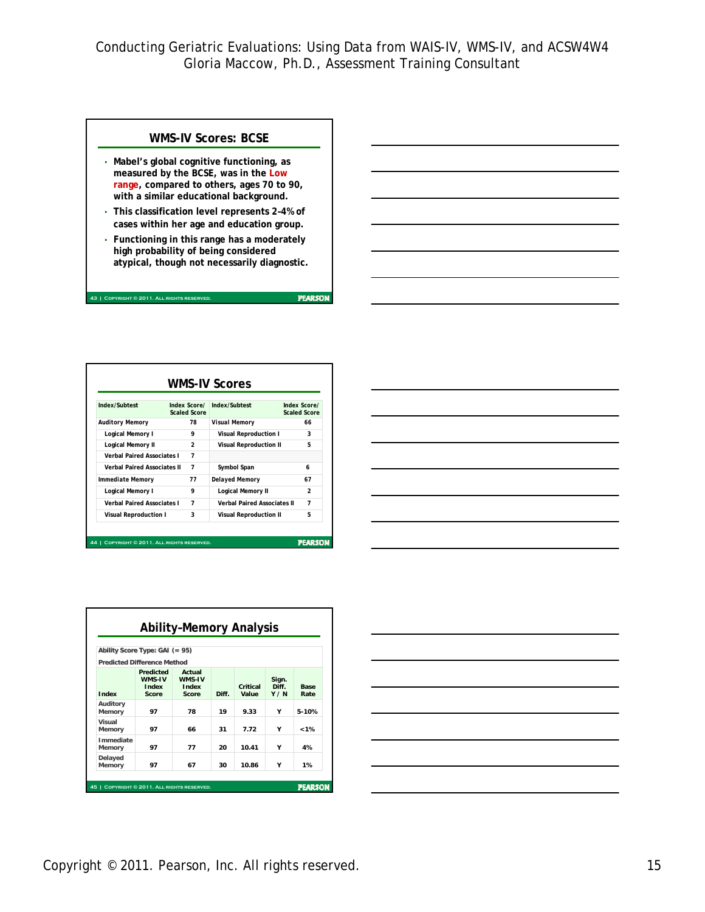## WMS-IV Scores: BCSE

- Mabel's global cognitive functioning, as measured by the BCSE, was in the Low range, compared to others, ages 70 to 90, with a similar educational background.
- This classification level represents 2–4% of cases within her age and education group.
- Functioning in this range has a moderately high probability of being considered atypical, though not necessarily diagnostic.

## WMS-IV Scores

| Index/Subtest | Index Score/ Scaled Score | Index/Subtest | Index Score/ Scaled Score |
|---|---|---|---|
| Auditory Memory | 78 | Visual Memory | 66 |
| Logical Memory I | 9 | Visual Reproduction I | 3 |
| Logical Memory II | 2 | Visual Reproduction II | 5 |
| Verbal Paired Associates I | 7 | | |
| Verbal Paired Associates II | 7 | Symbol Span | 6 |
| Immediate Memory | 77 | Delayed Memory | 67 |
| Logical Memory I | 9 | Logical Memory II | 2 |
| Verbal Paired Associates I | 7 | Verbal Paired Associates II | 7 |
| Visual Reproduction I | 3 | Visual Reproduction II | 5 |

## Ability-Memory Analysis

Ability Score Type: GAI (= 95)

Predicted Difference Method

| Index | Predicted WMS-IV Index Score | Actual WMS-IV Index Score | Diff. | Critical Value | Sign. Diff. Y / N | Base Rate |
|---|---|---|---|---|---|---|
| Auditory Memory | 97 | 78 | 19 | 9.33 | Y | 5-10% |
| Visual Memory | 97 | 66 | 31 | 7.72 | Y | <1% |
| Immediate Memory | 97 | 77 | 20 | 10.41 | Y | 4% |
| Delayed Memory | 97 | 67 | 30 | 10.86 | Y | 1% |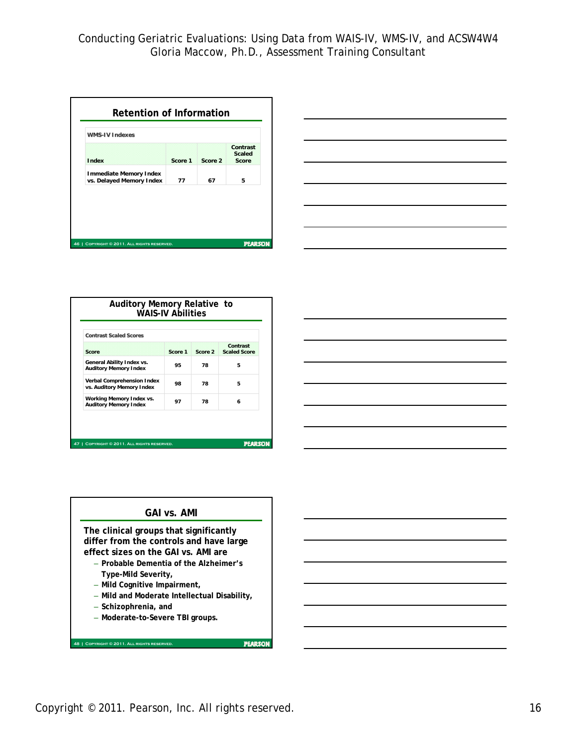## Retention of Information

| WMS-IV Indexes | | | |
|---|---|---|---|
| **Index** | **Score 1** | **Score 2** | **Contrast Scaled Score** |
| Immediate Memory Index vs. Delayed Memory Index | 77 | 67 | 5 |

## Auditory Memory Relative to WAIS-IV Abilities

| Contrast Scaled Scores | | | |
|---|---|---|---|
| **Score** | **Score 1** | **Score 2** | **Contrast Scaled Score** |
| General Ability Index vs. Auditory Memory Index | 95 | 78 | 5 |
| Verbal Comprehension Index vs. Auditory Memory Index | 98 | 78 | 5 |
| Working Memory Index vs. Auditory Memory Index | 97 | 78 | 6 |

## GAI vs. AMI

**The clinical groups that significantly differ from the controls and have large effect sizes on the GAI vs. AMI are**

- **Probable Dementia of the Alzheimer's Type-Mild Severity,**
- **Mild Cognitive Impairment,**
- **Mild and Moderate Intellectual Disability,**
- **Schizophrenia, and**
- **Moderate-to-Severe TBI groups.**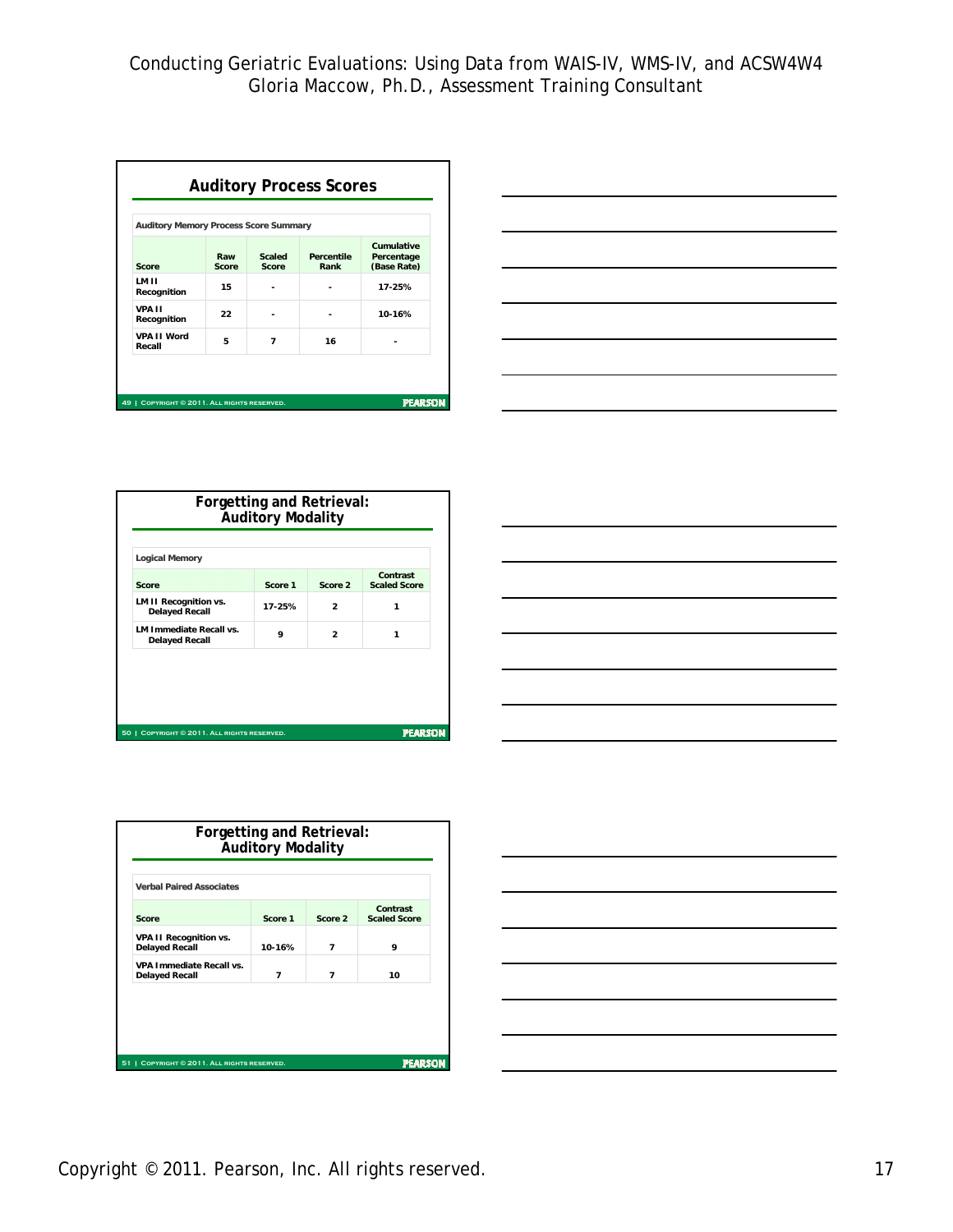## Auditory Process Scores

| Auditory Memory Process Score Summary | | | | |
|---|---|---|---|---|
| Score | Raw Score | Scaled Score | Percentile Rank | Cumulative Percentage (Base Rate) |
| LM II Recognition | 15 | - | - | 17-25% |
| VPA II Recognition | 22 | - | - | 10-16% |
| VPA II Word Recall | 5 | 7 | 16 | - |

## Forgetting and Retrieval: Auditory Modality

| Logical Memory | | | |
|---|---|---|---|
| Score | Score 1 | Score 2 | Contrast Scaled Score |
| LM II Recognition vs. Delayed Recall | 17-25% | 2 | 1 |
| LM Immediate Recall vs. Delayed Recall | 9 | 2 | 1 |

## Forgetting and Retrieval: Auditory Modality

| Verbal Paired Associates | | | |
|---|---|---|---|
| Score | Score 1 | Score 2 | Contrast Scaled Score |
| VPA II Recognition vs. Delayed Recall | 10-16% | 7 | 9 |
| VPA Immediate Recall vs. Delayed Recall | 7 | 7 | 10 |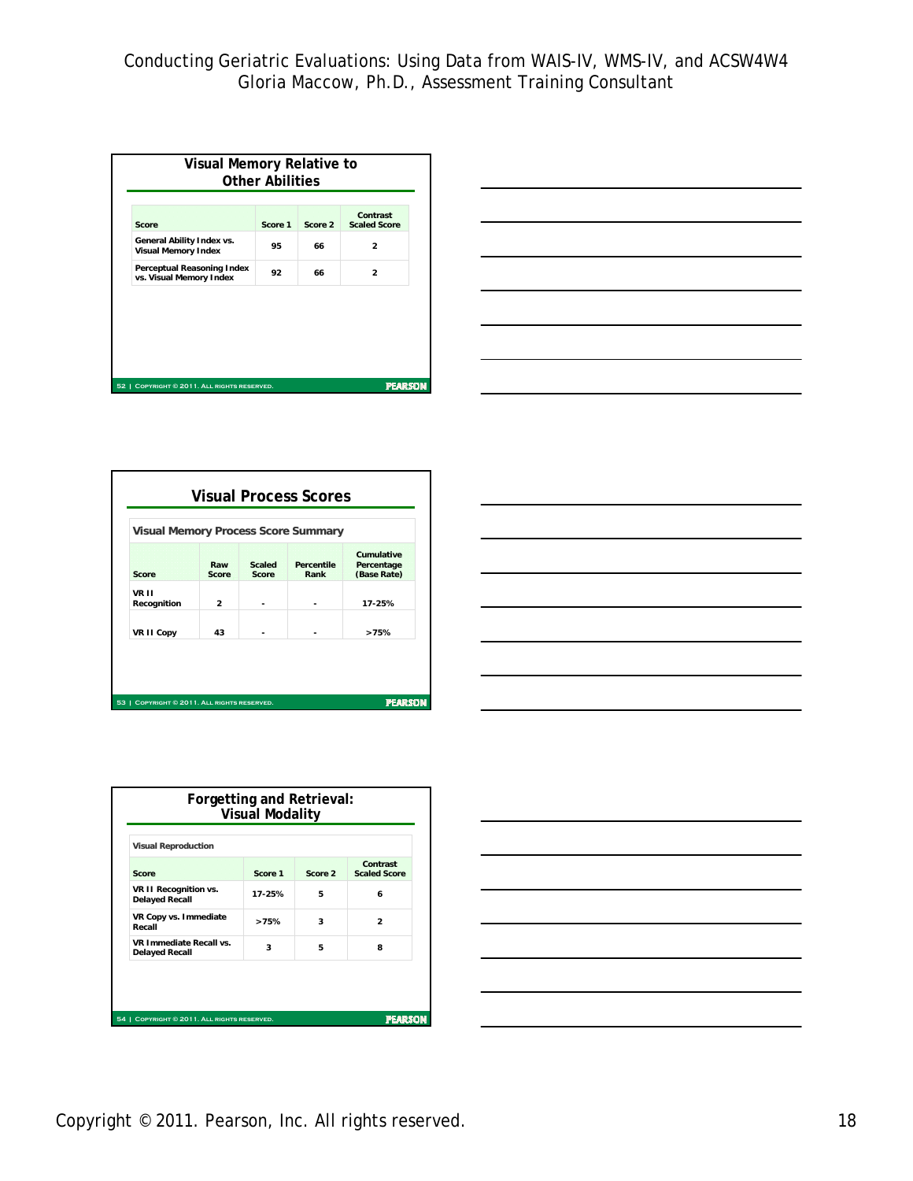## Visual Memory Relative to Other Abilities

| Score | Score 1 | Score 2 | Contrast Scaled Score |
|---|---|---|---|
| General Ability Index vs. Visual Memory Index | 95 | 66 | 2 |
| Perceptual Reasoning Index vs. Visual Memory Index | 92 | 66 | 2 |

## Visual Process Scores

Visual Memory Process Score Summary

| Score | Raw Score | Scaled Score | Percentile Rank | Cumulative Percentage (Base Rate) |
|---|---|---|---|---|
| VR II Recognition | 2 | - | - | 17-25% |
| VR II Copy | 43 | - | - | >75% |

## Forgetting and Retrieval: Visual Modality

Visual Reproduction

| Score | Score 1 | Score 2 | Contrast Scaled Score |
|---|---|---|---|
| VR II Recognition vs. Delayed Recall | 17-25% | 5 | 6 |
| VR Copy vs. Immediate Recall | >75% | 3 | 2 |
| VR Immediate Recall vs. Delayed Recall | 3 | 5 | 8 |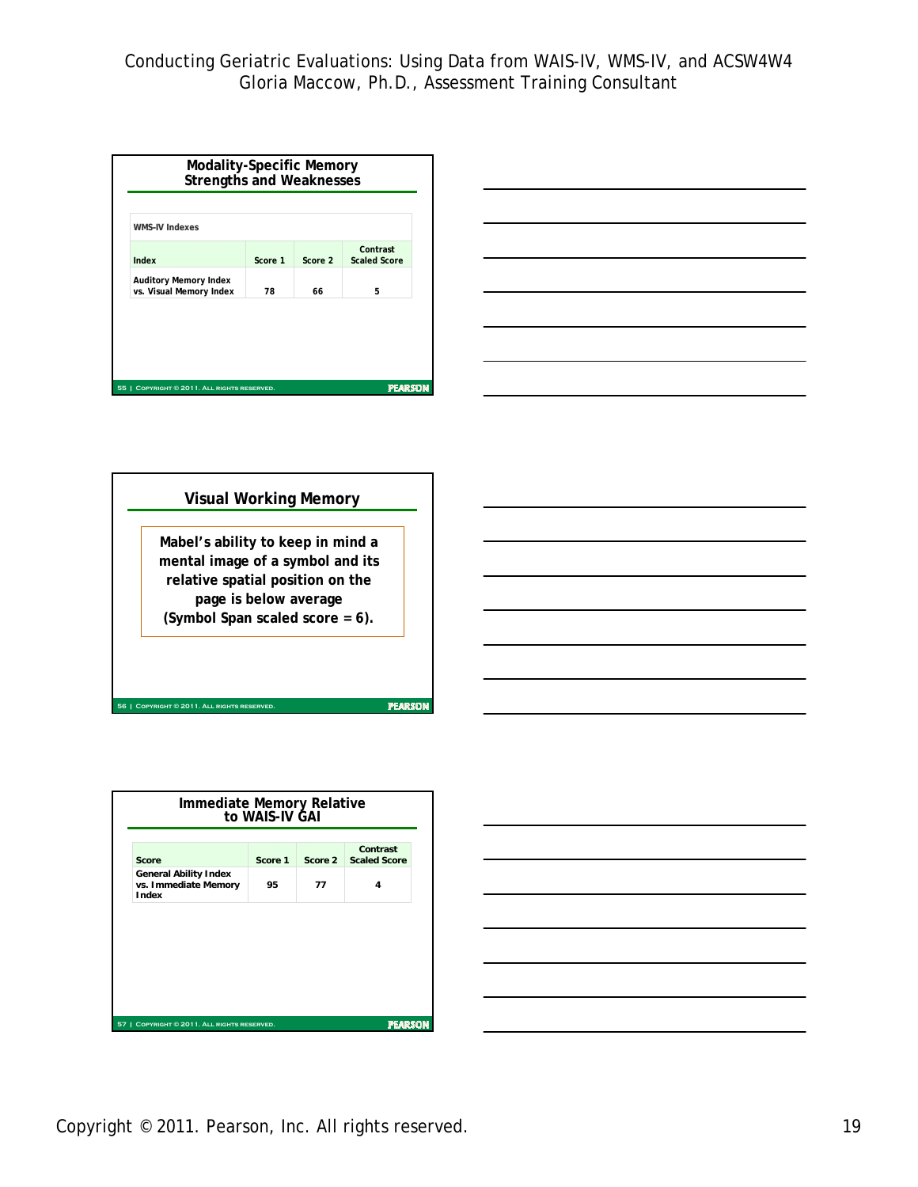## Modality-Specific Memory Strengths and Weaknesses

WMS-IV Indexes

| Index | Score 1 | Score 2 | Contrast Scaled Score |
|---|---|---|---|
| Auditory Memory Index vs. Visual Memory Index | 78 | 66 | 5 |

## Visual Working Memory

**Mabel's ability to keep in mind a mental image of a symbol and its relative spatial position on the page is below average (Symbol Span scaled score = 6).**

## Immediate Memory Relative to WAIS-IV GAI

| Score | Score 1 | Score 2 | Contrast Scaled Score |
|---|---|---|---|
| General Ability Index vs. Immediate Memory Index | 95 | 77 | 4 |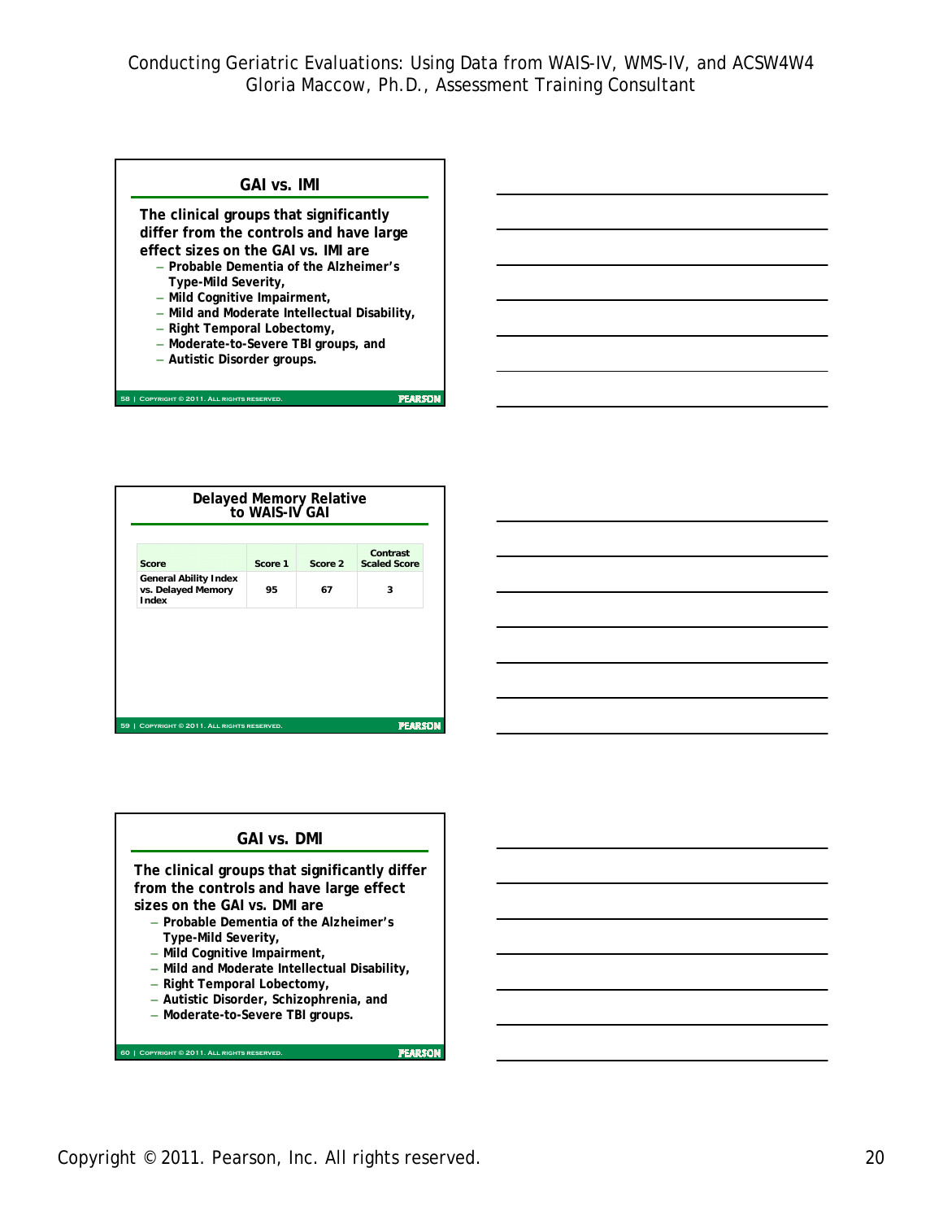## GAI vs. IMI

The clinical groups that significantly differ from the controls and have large effect sizes on the GAI vs. IMI are

- Probable Dementia of the Alzheimer's Type-Mild Severity,
- Mild Cognitive Impairment,
- Mild and Moderate Intellectual Disability,
- Right Temporal Lobectomy,
- Moderate-to-Severe TBI groups, and
- Autistic Disorder groups.

## Delayed Memory Relative to WAIS-IV GAI

| Score | Score 1 | Score 2 | Contrast Scaled Score |
|---|---|---|---|
| General Ability Index vs. Delayed Memory Index | 95 | 67 | 3 |

## GAI vs. DMI

The clinical groups that significantly differ from the controls and have large effect sizes on the GAI vs. DMI are

- Probable Dementia of the Alzheimer's Type-Mild Severity,
- Mild Cognitive Impairment,
- Mild and Moderate Intellectual Disability,
- Right Temporal Lobectomy,
- Autistic Disorder, Schizophrenia, and
- Moderate-to-Severe TBI groups.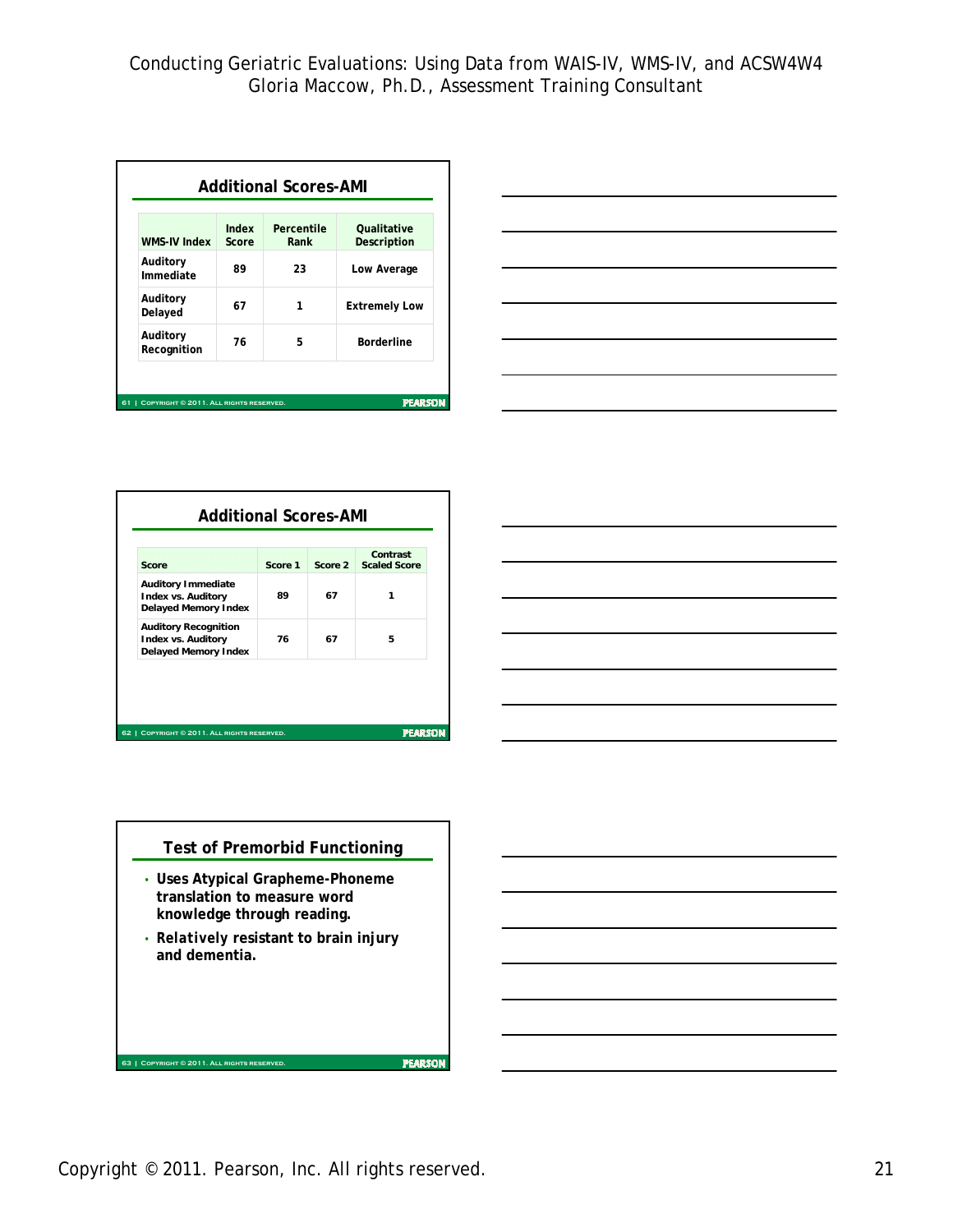## Additional Scores-AMI

| WMS-IV Index | Index Score | Percentile Rank | Qualitative Description |
|---|---|---|---|
| Auditory Immediate | 89 | 23 | Low Average |
| Auditory Delayed | 67 | 1 | Extremely Low |
| Auditory Recognition | 76 | 5 | Borderline |

## Additional Scores-AMI

| Score | Score 1 | Score 2 | Contrast Scaled Score |
|---|---|---|---|
| Auditory Immediate Index vs. Auditory Delayed Memory Index | 89 | 67 | 1 |
| Auditory Recognition Index vs. Auditory Delayed Memory Index | 76 | 67 | 5 |

## Test of Premorbid Functioning

- Uses Atypical Grapheme-Phoneme translation to measure word knowledge through reading.
- Relatively resistant to brain injury and dementia.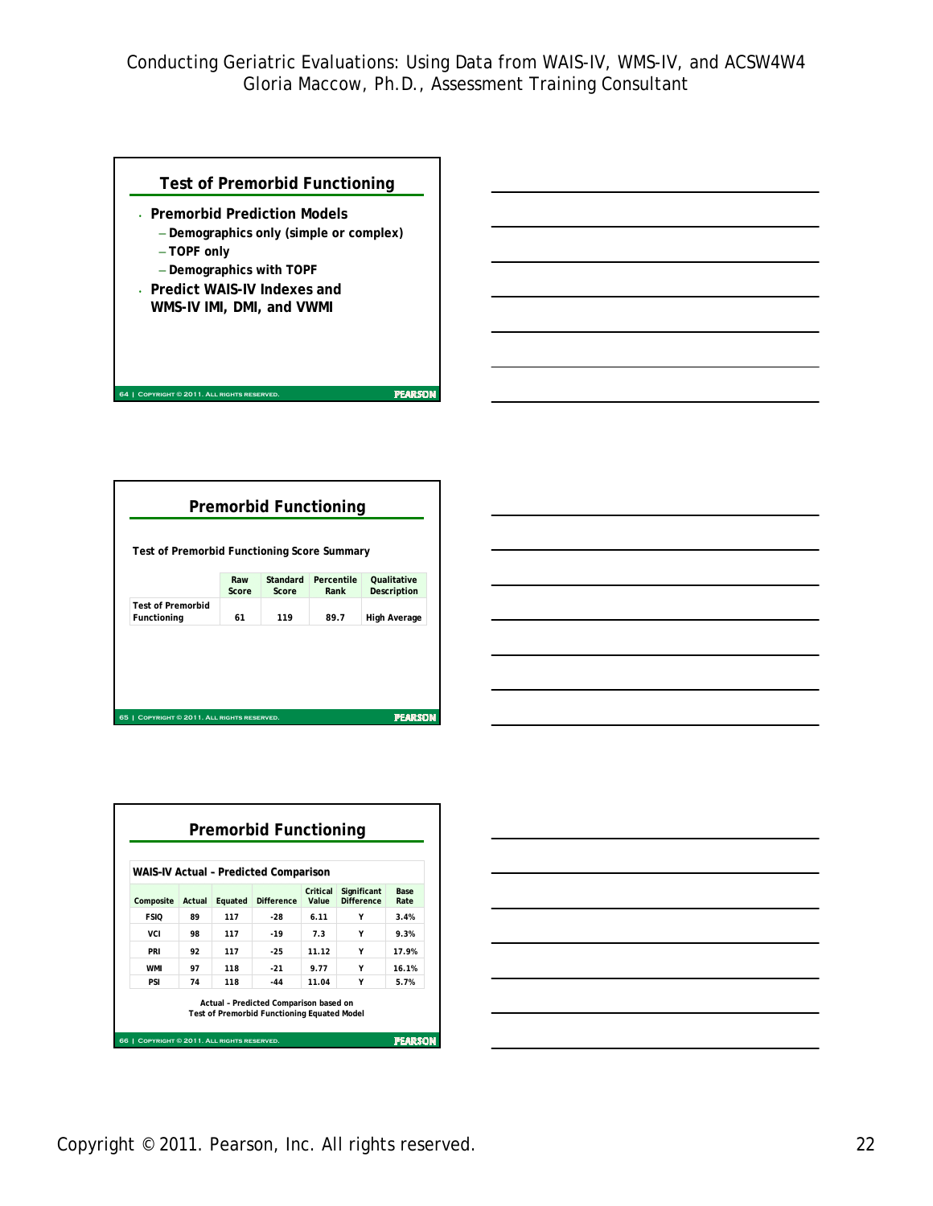## Test of Premorbid Functioning

- Premorbid Prediction Models
  - Demographics only (simple or complex)
  - TOPF only
  - Demographics with TOPF
- Predict WAIS-IV Indexes and WMS-IV IMI, DMI, and VWMI

## Premorbid Functioning

**Test of Premorbid Functioning Score Summary**

| | Raw Score | Standard Score | Percentile Rank | Qualitative Description |
|---|---|---|---|---|
| Test of Premorbid Functioning | 61 | 119 | 89.7 | High Average |

## Premorbid Functioning

**WAIS-IV Actual – Predicted Comparison**

| Composite | Actual | Equated | Difference | Critical Value | Significant Difference | Base Rate |
|---|---|---|---|---|---|---|
| FSIQ | 89 | 117 | -28 | 6.11 | Y | 3.4% |
| VCI | 98 | 117 | -19 | 7.3 | Y | 9.3% |
| PRI | 92 | 117 | -25 | 11.12 | Y | 17.9% |
| WMI | 97 | 118 | -21 | 9.77 | Y | 16.1% |
| PSI | 74 | 118 | -44 | 11.04 | Y | 5.7% |

Actual – Predicted Comparison based on Test of Premorbid Functioning Equated Model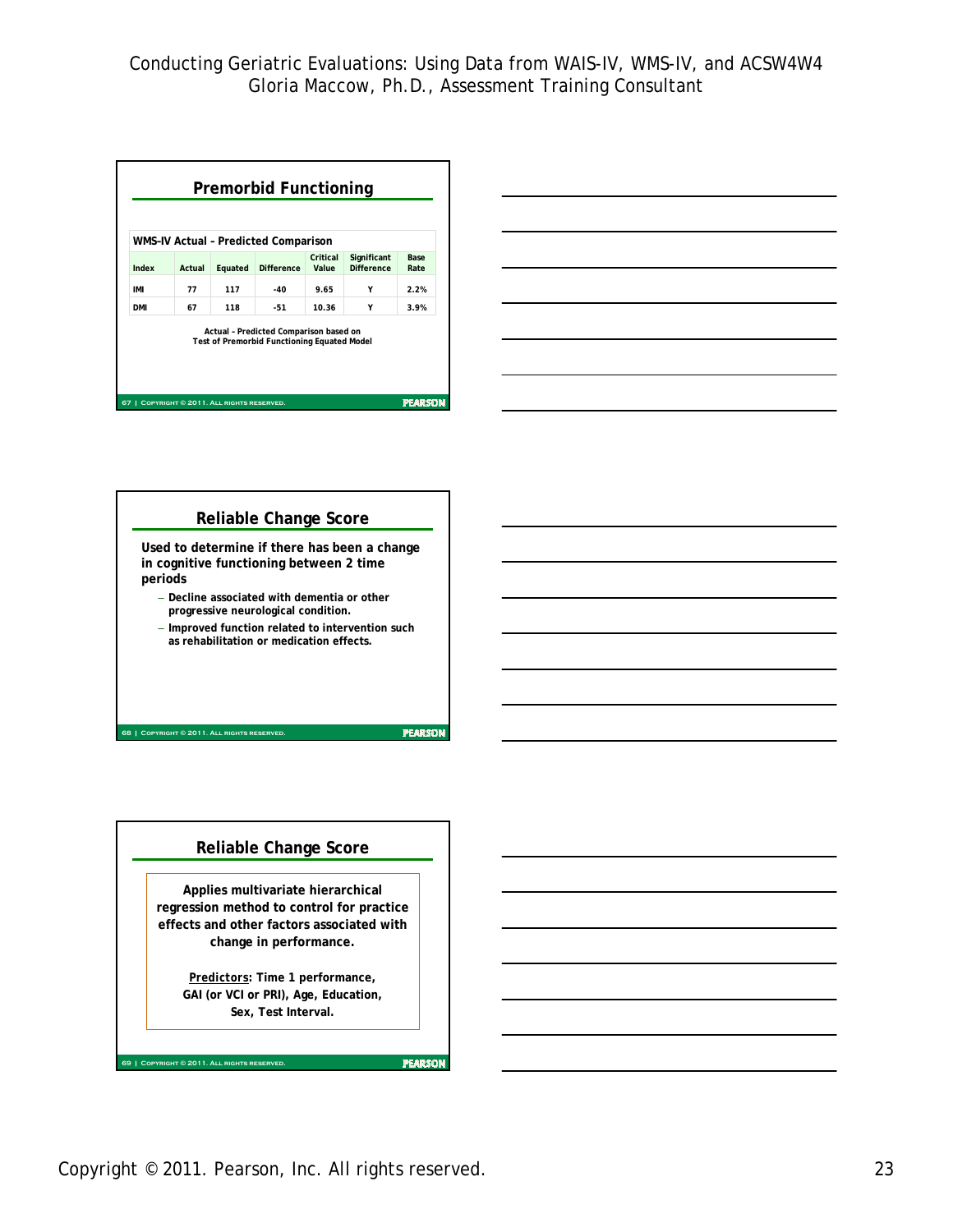## Premorbid Functioning

WMS-IV Actual – Predicted Comparison

| Index | Actual | Equated | Difference | Critical Value | Significant Difference | Base Rate |
|---|---|---|---|---|---|---|
| IMI | 77 | 117 | -40 | 9.65 | Y | 2.2% |
| DMI | 67 | 118 | -51 | 10.36 | Y | 3.9% |

Actual – Predicted Comparison based on Test of Premorbid Functioning Equated Model

## Reliable Change Score

**Used to determine if there has been a change in cognitive functioning between 2 time periods**

- Decline associated with dementia or other progressive neurological condition.
- Improved function related to intervention such as rehabilitation or medication effects.

## Reliable Change Score

**Applies multivariate hierarchical regression method to control for practice effects and other factors associated with change in performance.**

**Predictors: Time 1 performance, GAI (or VCI or PRI), Age, Education, Sex, Test Interval.**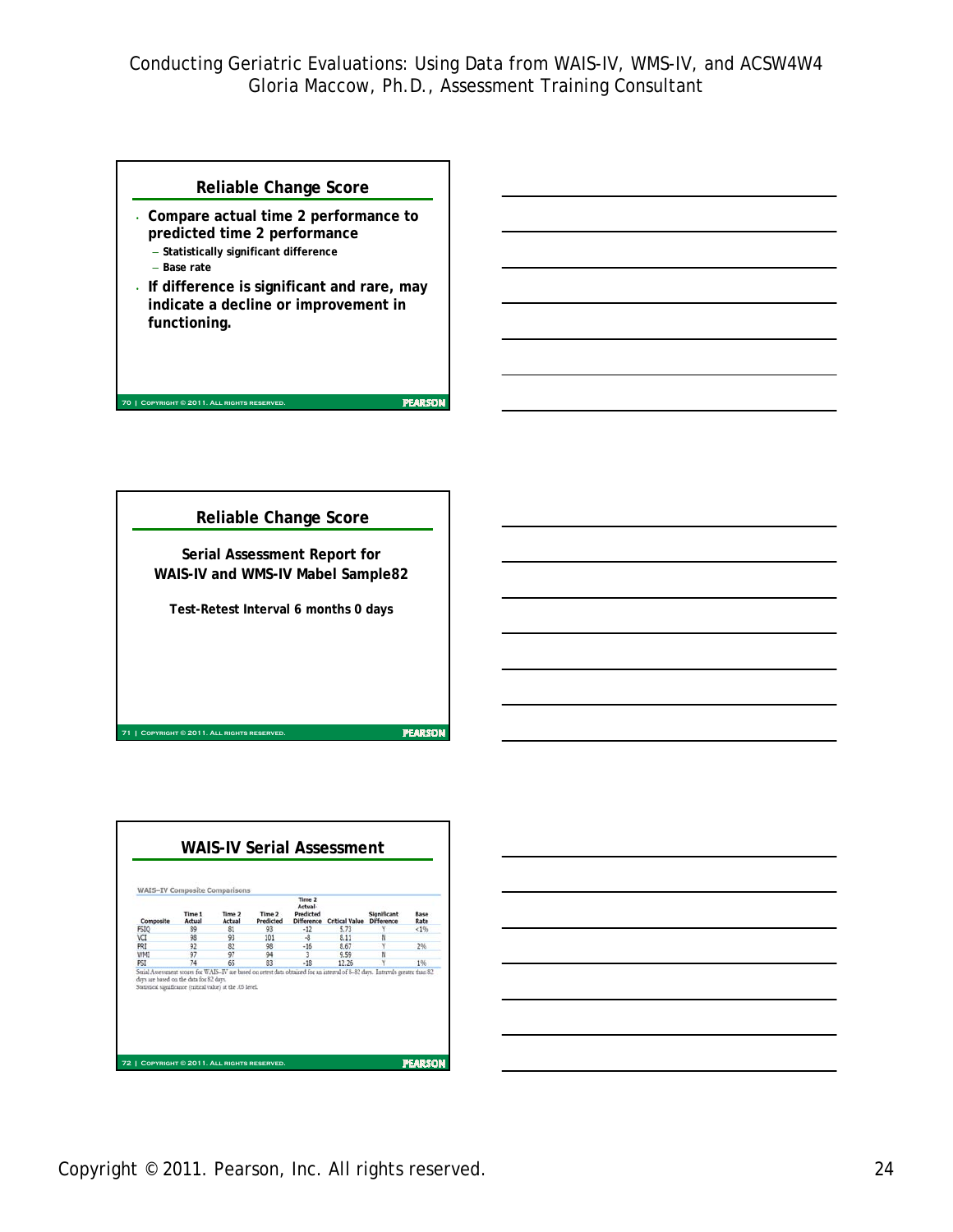## Reliable Change Score

- **Compare actual time 2 performance to predicted time 2 performance**
  - **Statistically significant difference**
  - **Base rate**
- **If difference is significant and rare, may indicate a decline or improvement in functioning.**

## Reliable Change Score

**Serial Assessment Report for WAIS-IV and WMS-IV Mabel Sample82**

**Test-Retest Interval 6 months 0 days**

## WAIS-IV Serial Assessment

**WAIS–IV Composite Comparisons**

| Composite | Time 1 Actual | Time 2 Actual | Time 2 Predicted | Time 2 Actual-Predicted Difference | Critical Value | Significant Difference | Base Rate |
|---|---|---|---|---|---|---|---|
| FSIQ | 89 | 81 | 93 | -12 | 5.73 | Y | <1% |
| VCI | 98 | 93 | 101 | -8 | 8.11 | N | |
| PRI | 92 | 82 | 98 | -16 | 8.67 | Y | 2% |
| WMI | 97 | 97 | 94 | 3 | 9.59 | N | |
| PSI | 74 | 65 | 83 | -18 | 12.26 | Y | 1% |

Serial Assessment scores for WAIS–IV are based on retest data obtained for an interval of 8–82 days. Intervals greater than 82 days are based on the data for 82 days.
Statistical significance (critical value) at the .05 level.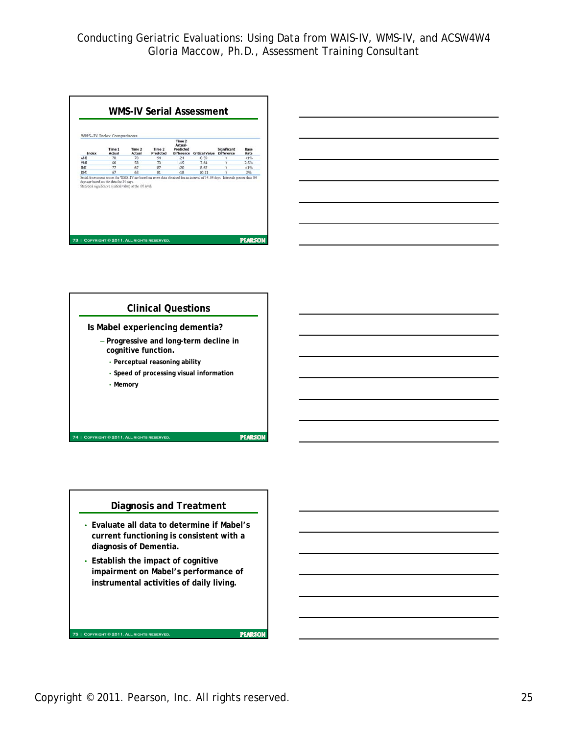## WMS-IV Serial Assessment

WMS–IV Index Comparisons

| Index | Time 1 Actual | Time 2 Actual | Time 2 Predicted | Time 2 Actual-Predicted Difference | Critical Value | Significant Difference | Base Rate |
|---|---|---|---|---|---|---|---|
| AMI | 78 | 70 | 94 | -24 | 8.59 | Y | <1% |
| VMI | 66 | 58 | 73 | -15 | 7.64 | Y | 2-5% |
| IMI | 77 | 67 | 87 | -20 | 8.67 | Y | <1% |
| DMI | 67 | 63 | 81 | -18 | 10.11 | Y | 2% |

Serial Assessment scores for WMS–IV are based on retest data obtained for an interval of 14–84 days. Intervals greater than 84 days are based on the data for 84 days.
Statistical significance (critical value) at the .05 level.

## Clinical Questions

**Is Mabel experiencing dementia?**

- Progressive and long-term decline in cognitive function.
  - Perceptual reasoning ability
  - Speed of processing visual information
  - Memory

## Diagnosis and Treatment

- Evaluate all data to determine if Mabel's current functioning is consistent with a diagnosis of Dementia.
- Establish the impact of cognitive impairment on Mabel's performance of instrumental activities of daily living.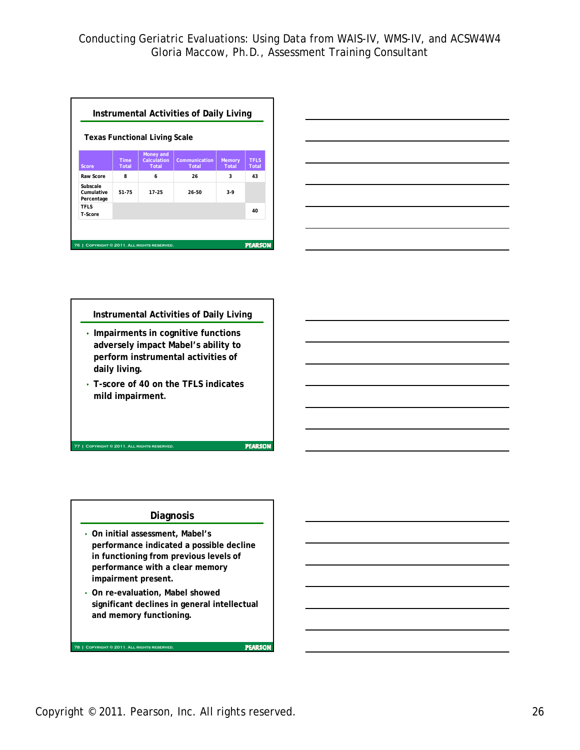## Instrumental Activities of Daily Living

**Texas Functional Living Scale**

| Score | Time Total | Money and Calculation Total | Communication Total | Memory Total | TFLS Total |
|---|---|---|---|---|---|
| Raw Score | 8 | 6 | 26 | 3 | 43 |
| Subscale Cumulative Percentage | 51-75 | 17-25 | 26-50 | 3-9 | |
| TFLS T-Score | | | | | 40 |

## Instrumental Activities of Daily Living

- Impairments in cognitive functions adversely impact Mabel's ability to perform instrumental activities of daily living.
- T-score of 40 on the TFLS indicates mild impairment.

## Diagnosis

- On initial assessment, Mabel's performance indicated a possible decline in functioning from previous levels of performance with a clear memory impairment present.
- On re-evaluation, Mabel showed significant declines in general intellectual and memory functioning.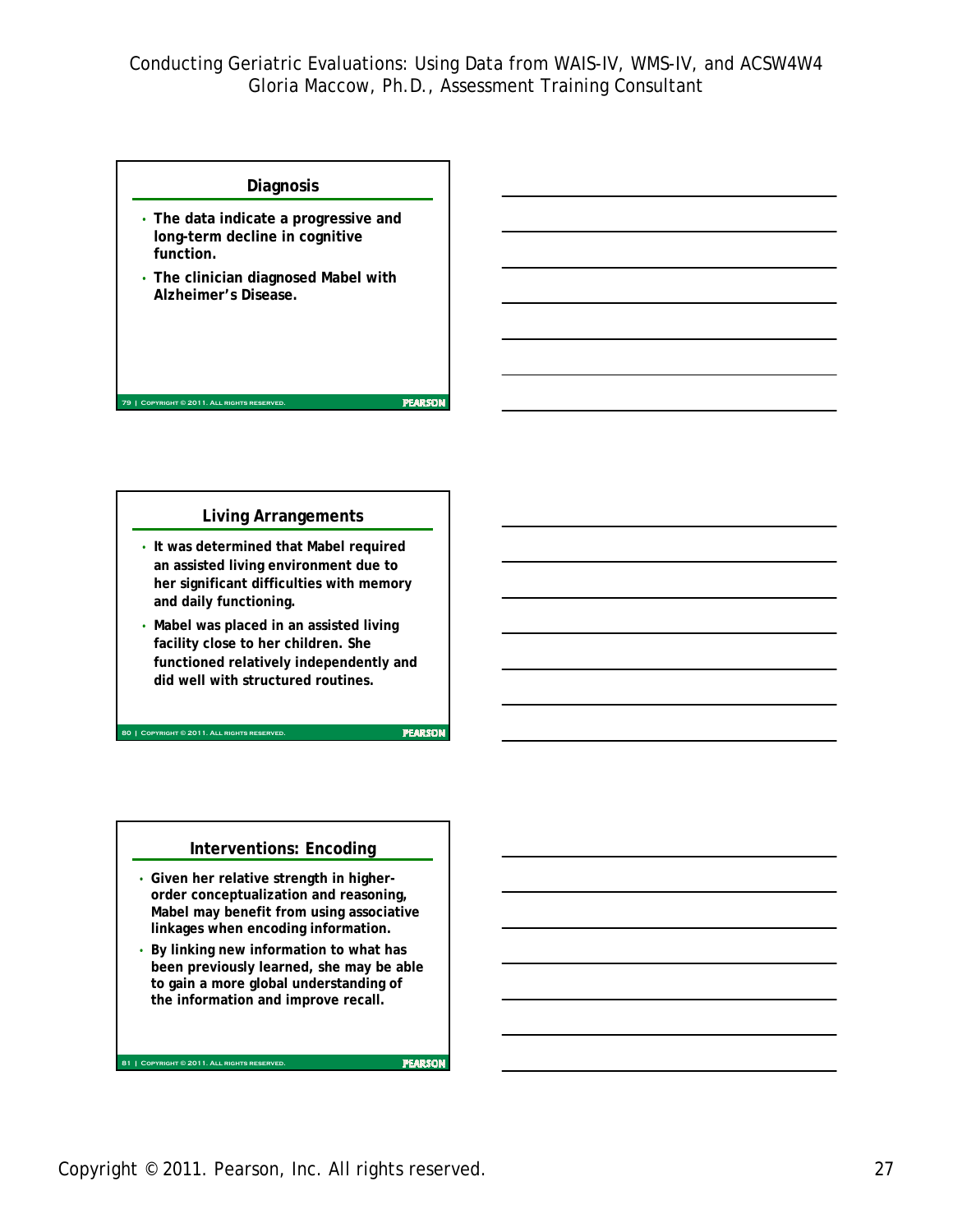## Diagnosis

- The data indicate a progressive and long-term decline in cognitive function.
- The clinician diagnosed Mabel with Alzheimer's Disease.

## Living Arrangements

- It was determined that Mabel required an assisted living environment due to her significant difficulties with memory and daily functioning.
- Mabel was placed in an assisted living facility close to her children. She functioned relatively independently and did well with structured routines.

## Interventions: Encoding

- Given her relative strength in higher-order conceptualization and reasoning, Mabel may benefit from using associative linkages when encoding information.
- By linking new information to what has been previously learned, she may be able to gain a more global understanding of the information and improve recall.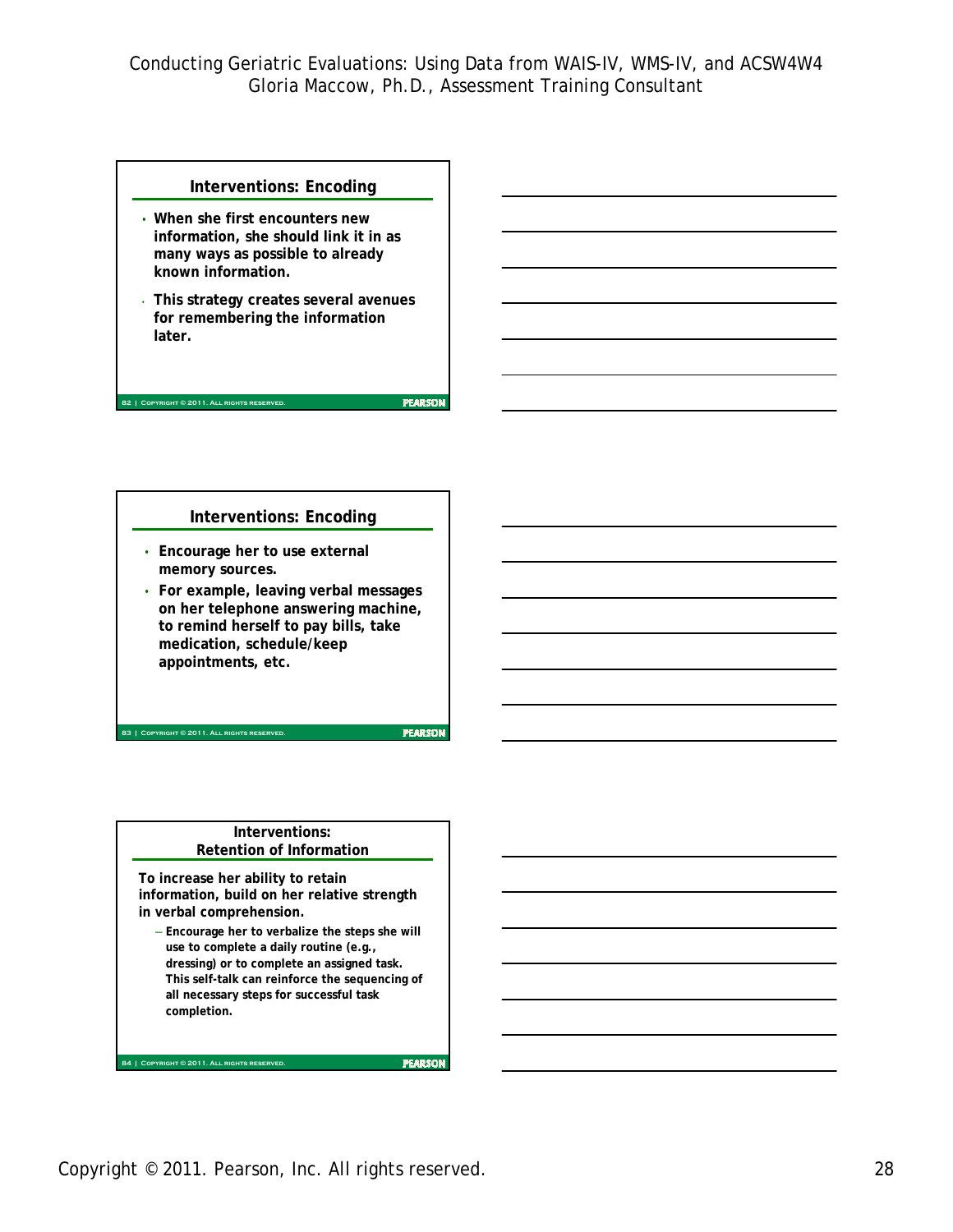## Interventions: Encoding

- When she first encounters new information, she should link it in as many ways as possible to already known information.
- This strategy creates several avenues for remembering the information later.

## Interventions: Encoding

- Encourage her to use external memory sources.
- For example, leaving verbal messages on her telephone answering machine, to remind herself to pay bills, take medication, schedule/keep appointments, etc.

## Interventions: Retention of Information

To increase her ability to retain information, build on her relative strength in verbal comprehension.

- Encourage her to verbalize the steps she will use to complete a daily routine (e.g., dressing) or to complete an assigned task. This self-talk can reinforce the sequencing of all necessary steps for successful task completion.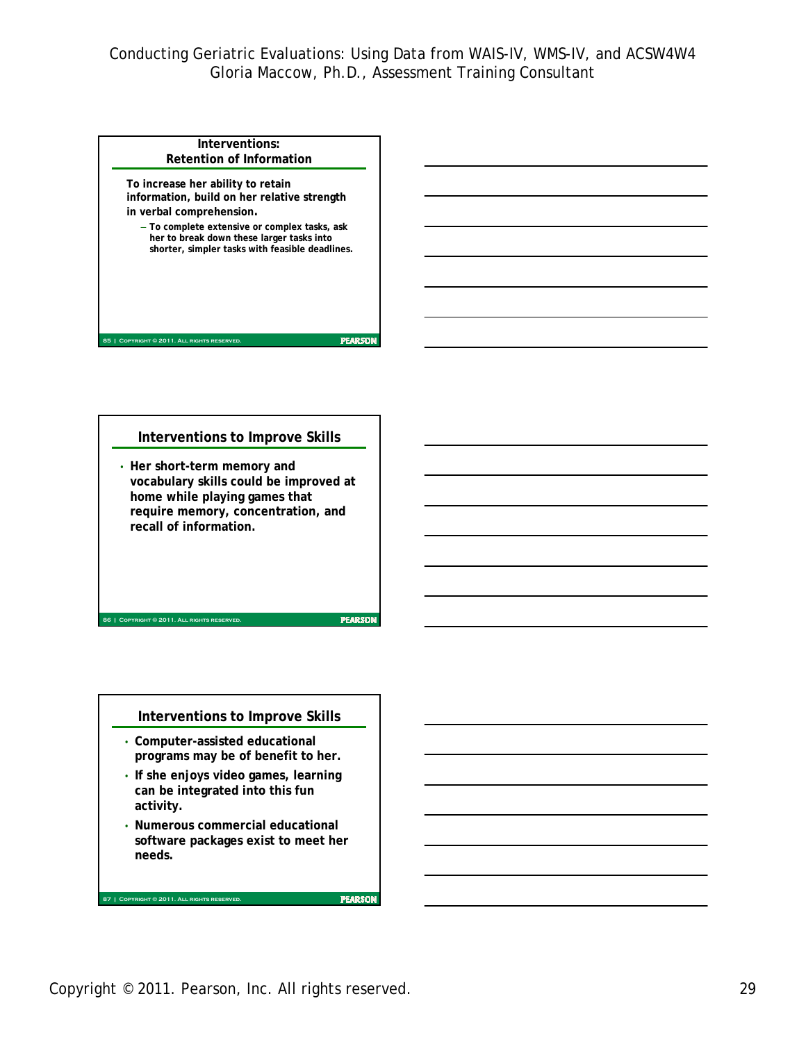## Interventions: Retention of Information

**To increase her ability to retain information, build on her relative strength in verbal comprehension.**

- **To complete extensive or complex tasks, ask her to break down these larger tasks into shorter, simpler tasks with feasible deadlines.**

## Interventions to Improve Skills

- **Her short-term memory and vocabulary skills could be improved at home while playing games that require memory, concentration, and recall of information.**

## Interventions to Improve Skills

- **Computer-assisted educational programs may be of benefit to her.**
- **If she enjoys video games, learning can be integrated into this fun activity.**
- **Numerous commercial educational software packages exist to meet her needs.**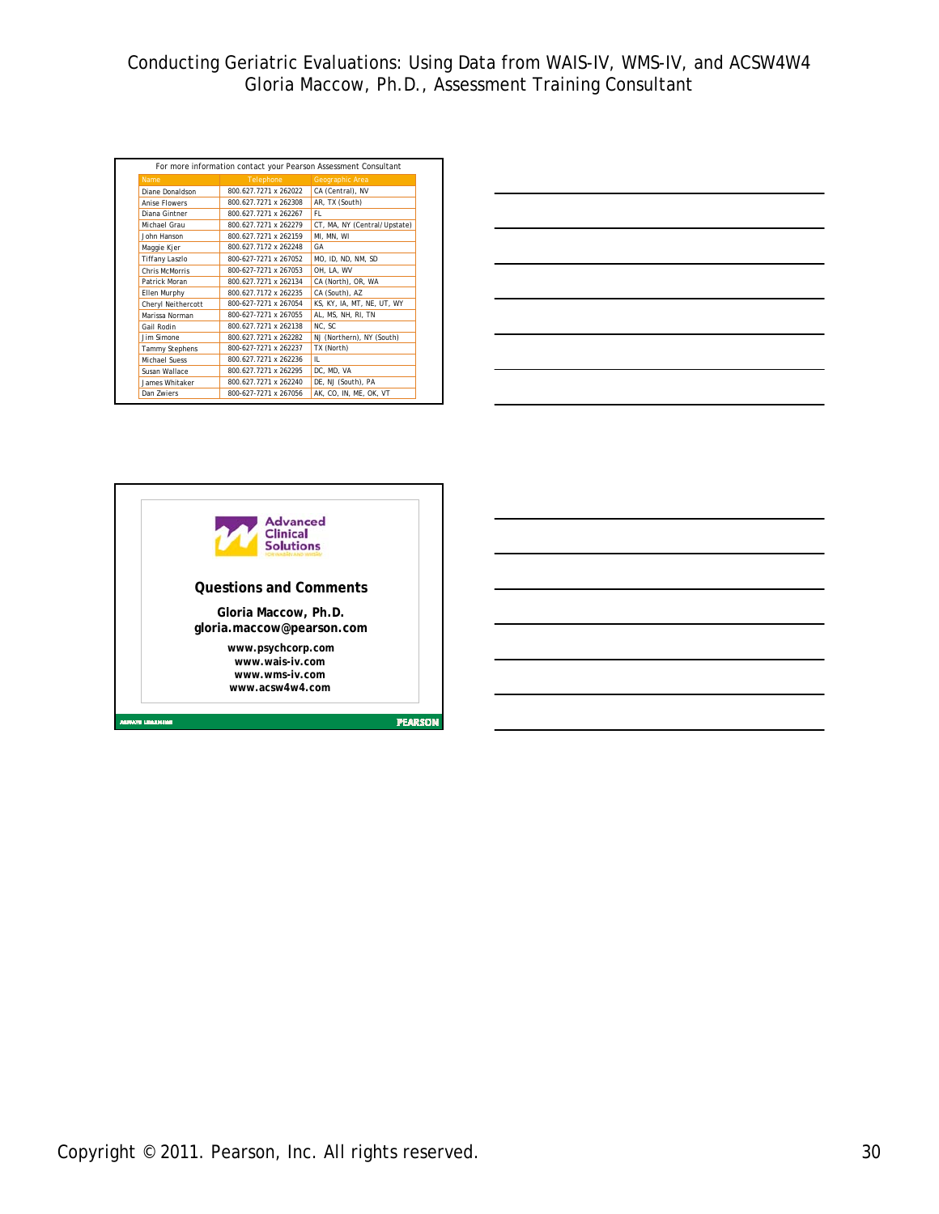For more information contact your Pearson Assessment Consultant

| Name | Telephone | Geographic Area |
|---|---|---|
| Diane Donaldson | 800.627.7271 x 262022 | CA (Central), NV |
| Anise Flowers | 800.627.7271 x 262308 | AR, TX (South) |
| Diana Gintner | 800.627.7271 x 262267 | FL |
| Michael Grau | 800.627.7271 x 262279 | CT, MA, NY (Central/Upstate) |
| John Hanson | 800.627.7271 x 262159 | MI, MN, WI |
| Maggie Kjer | 800.627.7172 x 262248 | GA |
| Tiffany Laszlo | 800-627-7271 x 267052 | MO, ID, ND, NM, SD |
| Chris McMorris | 800-627-7271 x 267053 | OH, LA, WV |
| Patrick Moran | 800.627.7271 x 262134 | CA (North), OR, WA |
| Ellen Murphy | 800.627.7172 x 262235 | CA (South), AZ |
| Cheryl Neithercott | 800-627-7271 x 267054 | KS, KY, IA, MT, NE, UT, WY |
| Marissa Norman | 800-627-7271 x 267055 | AL, MS, NH, RI, TN |
| Gail Rodin | 800.627.7271 x 262138 | NC, SC |
| Jim Simone | 800.627.7271 x 262282 | NJ (Northern), NY (South) |
| Tammy Stephens | 800-627-7271 x 262237 | TX (North) |
| Michael Suess | 800.627.7271 x 262236 | IL |
| Susan Wallace | 800.627.7271 x 262295 | DC, MD, VA |
| James Whitaker | 800.627.7271 x 262240 | DE, NJ (South), PA |
| Dan Zwiers | 800-627-7271 x 267056 | AK, CO, IN, ME, OK, VT |

Advanced Clinical Solutions

**Questions and Comments**

**Gloria Maccow, Ph.D.**
**gloria.maccow@pearson.com**

**www.psychcorp.com**
**www.wais-iv.com**
**www.wms-iv.com**
**www.acsw4w4.com**

PEARSON